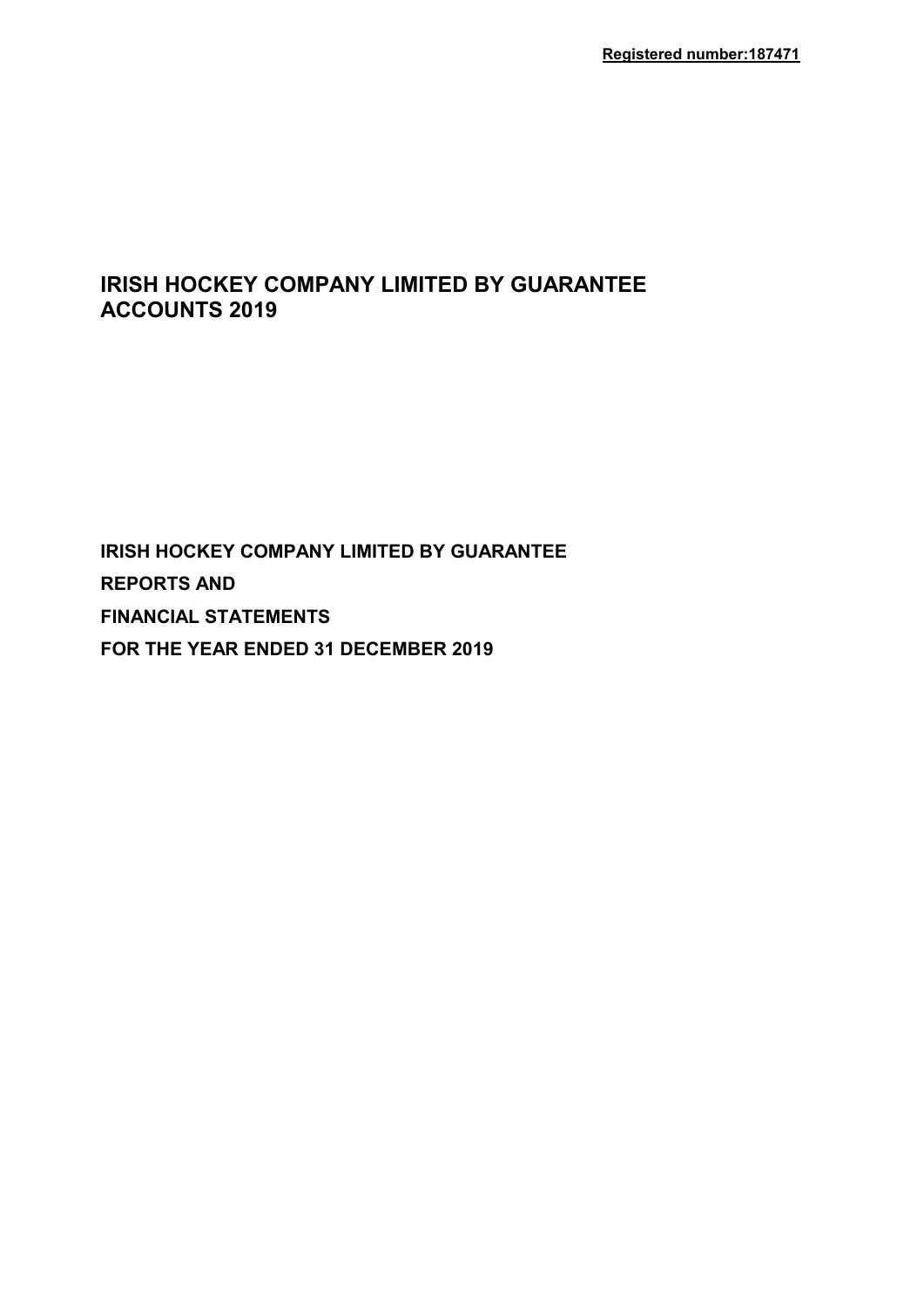**Registered number:187471**

# IRISH HOCKEY COMPANY LIMITED BY GUARANTEE ACCOUNTS 2019

**IRISH HOCKEY COMPANY LIMITED BY GUARANTEE**

**REPORTS AND**

**FINANCIAL STATEMENTS**

**FOR THE YEAR ENDED 31 DECEMBER 2019**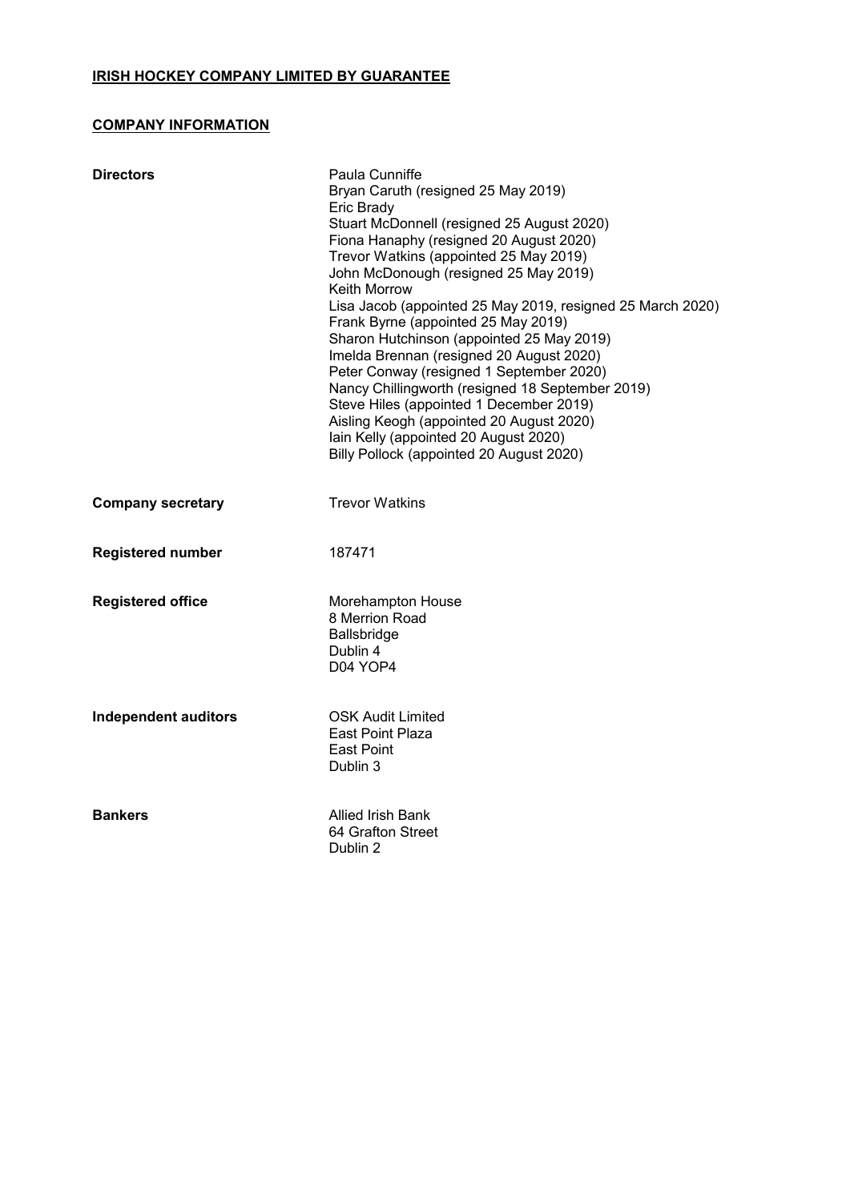**IRISH HOCKEY COMPANY LIMITED BY GUARANTEE**

**COMPANY INFORMATION**

**Directors**

Paula Cunniffe
Bryan Caruth (resigned 25 May 2019)
Eric Brady
Stuart McDonnell (resigned 25 August 2020)
Fiona Hanaphy (resigned 20 August 2020)
Trevor Watkins (appointed 25 May 2019)
John McDonough (resigned 25 May 2019)
Keith Morrow
Lisa Jacob (appointed 25 May 2019, resigned 25 March 2020)
Frank Byrne (appointed 25 May 2019)
Sharon Hutchinson (appointed 25 May 2019)
Imelda Brennan (resigned 20 August 2020)
Peter Conway (resigned 1 September 2020)
Nancy Chillingworth (resigned 18 September 2019)
Steve Hiles (appointed 1 December 2019)
Aisling Keogh (appointed 20 August 2020)
Iain Kelly (appointed 20 August 2020)
Billy Pollock (appointed 20 August 2020)

**Company secretary**

Trevor Watkins

**Registered number**

187471

**Registered office**

Morehampton House
8 Merrion Road
Ballsbridge
Dublin 4
D04 YOP4

**Independent auditors**

OSK Audit Limited
East Point Plaza
East Point
Dublin 3

**Bankers**

Allied Irish Bank
64 Grafton Street
Dublin 2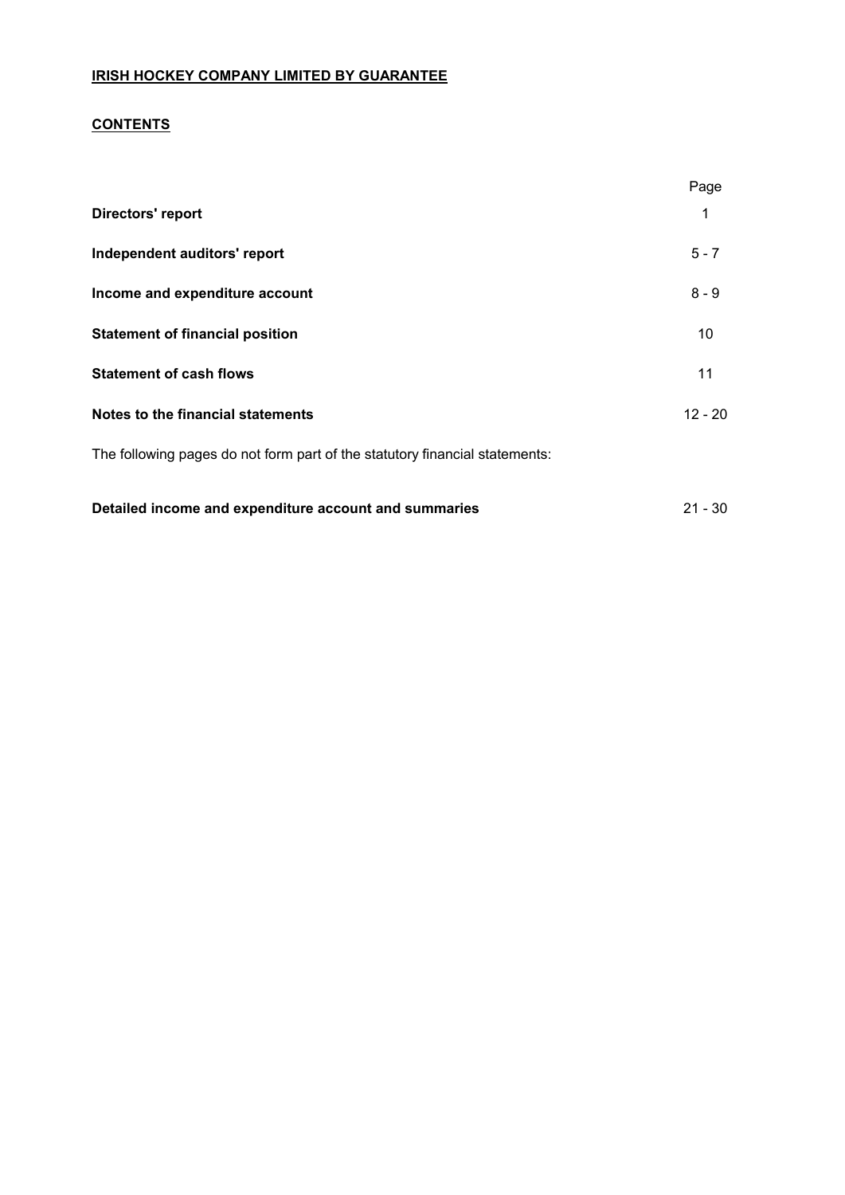**IRISH HOCKEY COMPANY LIMITED BY GUARANTEE**

**CONTENTS**

| | Page |
|---|---|
| **Directors' report** | 1 |
| **Independent auditors' report** | 5 - 7 |
| **Income and expenditure account** | 8 - 9 |
| **Statement of financial position** | 10 |
| **Statement of cash flows** | 11 |
| **Notes to the financial statements** | 12 - 20 |

The following pages do not form part of the statutory financial statements:

| | |
|---|---|
| **Detailed income and expenditure account and summaries** | 21 - 30 |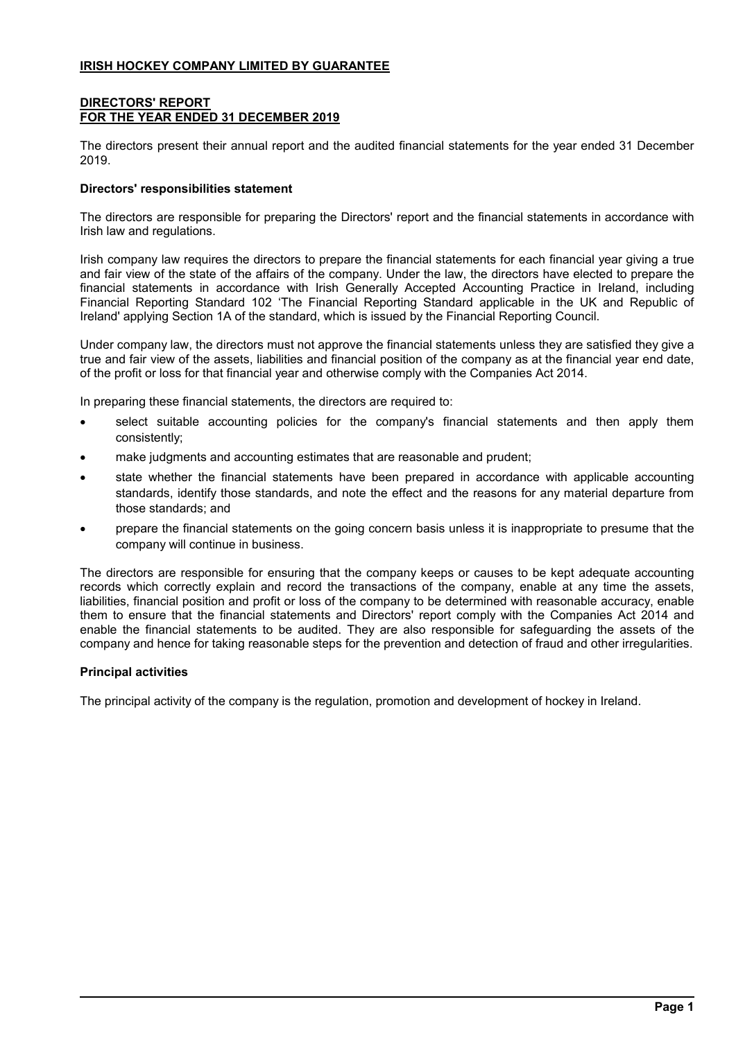**IRISH HOCKEY COMPANY LIMITED BY GUARANTEE**

**DIRECTORS' REPORT**
**FOR THE YEAR ENDED 31 DECEMBER 2019**

The directors present their annual report and the audited financial statements for the year ended 31 December 2019.

**Directors' responsibilities statement**

The directors are responsible for preparing the Directors' report and the financial statements in accordance with Irish law and regulations.

Irish company law requires the directors to prepare the financial statements for each financial year giving a true and fair view of the state of the affairs of the company. Under the law, the directors have elected to prepare the financial statements in accordance with Irish Generally Accepted Accounting Practice in Ireland, including Financial Reporting Standard 102 'The Financial Reporting Standard applicable in the UK and Republic of Ireland' applying Section 1A of the standard, which is issued by the Financial Reporting Council.

Under company law, the directors must not approve the financial statements unless they are satisfied they give a true and fair view of the assets, liabilities and financial position of the company as at the financial year end date, of the profit or loss for that financial year and otherwise comply with the Companies Act 2014.

In preparing these financial statements, the directors are required to:

- select suitable accounting policies for the company's financial statements and then apply them consistently;
- make judgments and accounting estimates that are reasonable and prudent;
- state whether the financial statements have been prepared in accordance with applicable accounting standards, identify those standards, and note the effect and the reasons for any material departure from those standards; and
- prepare the financial statements on the going concern basis unless it is inappropriate to presume that the company will continue in business.

The directors are responsible for ensuring that the company keeps or causes to be kept adequate accounting records which correctly explain and record the transactions of the company, enable at any time the assets, liabilities, financial position and profit or loss of the company to be determined with reasonable accuracy, enable them to ensure that the financial statements and Directors' report comply with the Companies Act 2014 and enable the financial statements to be audited. They are also responsible for safeguarding the assets of the company and hence for taking reasonable steps for the prevention and detection of fraud and other irregularities.

**Principal activities**

The principal activity of the company is the regulation, promotion and development of hockey in Ireland.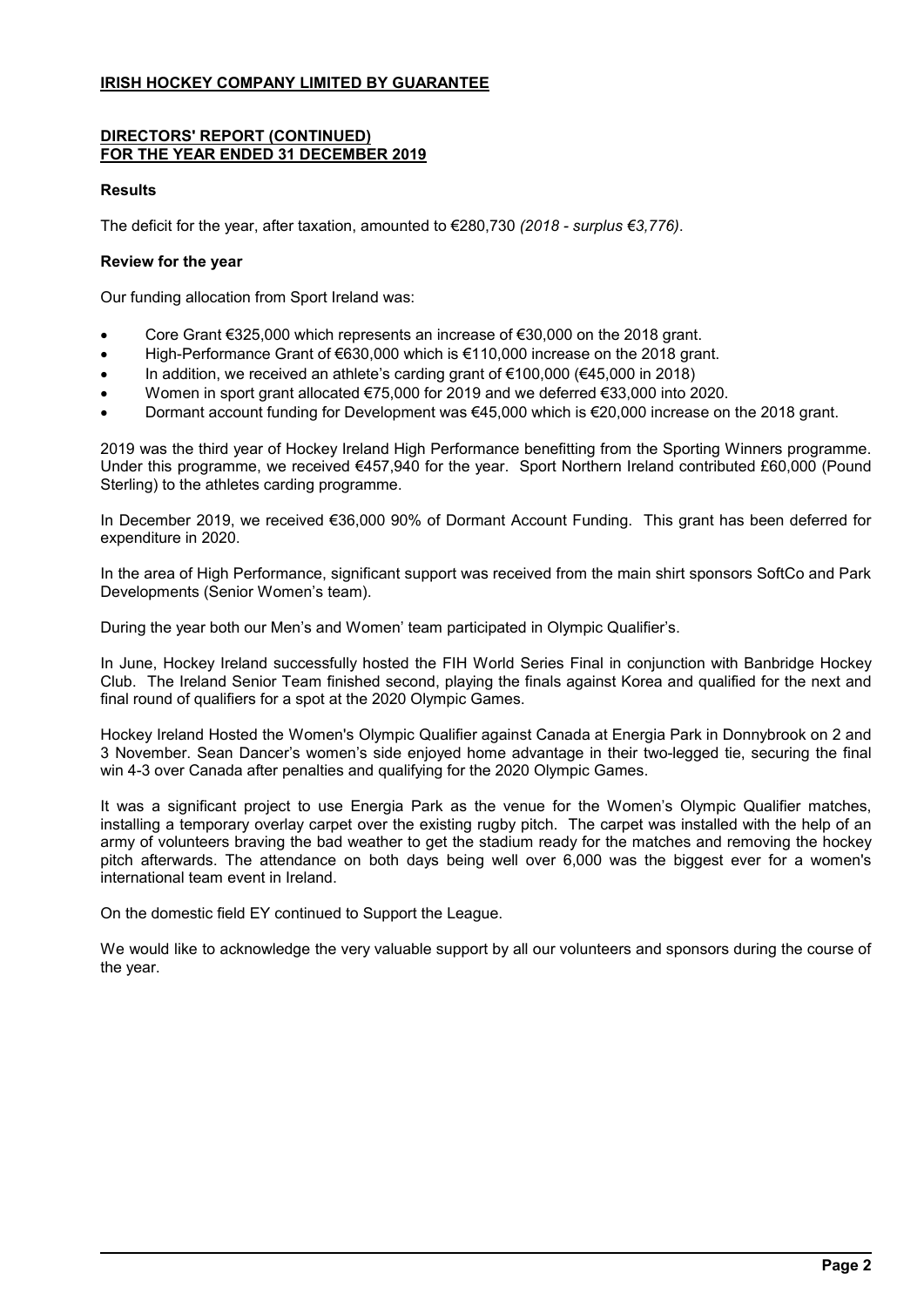**IRISH HOCKEY COMPANY LIMITED BY GUARANTEE**

**DIRECTORS' REPORT (CONTINUED)**
**FOR THE YEAR ENDED 31 DECEMBER 2019**

**Results**

The deficit for the year, after taxation, amounted to €280,730 *(2018 - surplus €3,776)*.

**Review for the year**

Our funding allocation from Sport Ireland was:

- Core Grant €325,000 which represents an increase of €30,000 on the 2018 grant.
- High-Performance Grant of €630,000 which is €110,000 increase on the 2018 grant.
- In addition, we received an athlete's carding grant of €100,000 (€45,000 in 2018)
- Women in sport grant allocated €75,000 for 2019 and we deferred €33,000 into 2020.
- Dormant account funding for Development was €45,000 which is €20,000 increase on the 2018 grant.

2019 was the third year of Hockey Ireland High Performance benefitting from the Sporting Winners programme. Under this programme, we received €457,940 for the year. Sport Northern Ireland contributed £60,000 (Pound Sterling) to the athletes carding programme.

In December 2019, we received €36,000 90% of Dormant Account Funding. This grant has been deferred for expenditure in 2020.

In the area of High Performance, significant support was received from the main shirt sponsors SoftCo and Park Developments (Senior Women's team).

During the year both our Men's and Women' team participated in Olympic Qualifier's.

In June, Hockey Ireland successfully hosted the FIH World Series Final in conjunction with Banbridge Hockey Club. The Ireland Senior Team finished second, playing the finals against Korea and qualified for the next and final round of qualifiers for a spot at the 2020 Olympic Games.

Hockey Ireland Hosted the Women's Olympic Qualifier against Canada at Energia Park in Donnybrook on 2 and 3 November. Sean Dancer's women's side enjoyed home advantage in their two-legged tie, securing the final win 4-3 over Canada after penalties and qualifying for the 2020 Olympic Games.

It was a significant project to use Energia Park as the venue for the Women's Olympic Qualifier matches, installing a temporary overlay carpet over the existing rugby pitch. The carpet was installed with the help of an army of volunteers braving the bad weather to get the stadium ready for the matches and removing the hockey pitch afterwards. The attendance on both days being well over 6,000 was the biggest ever for a women's international team event in Ireland.

On the domestic field EY continued to Support the League.

We would like to acknowledge the very valuable support by all our volunteers and sponsors during the course of the year.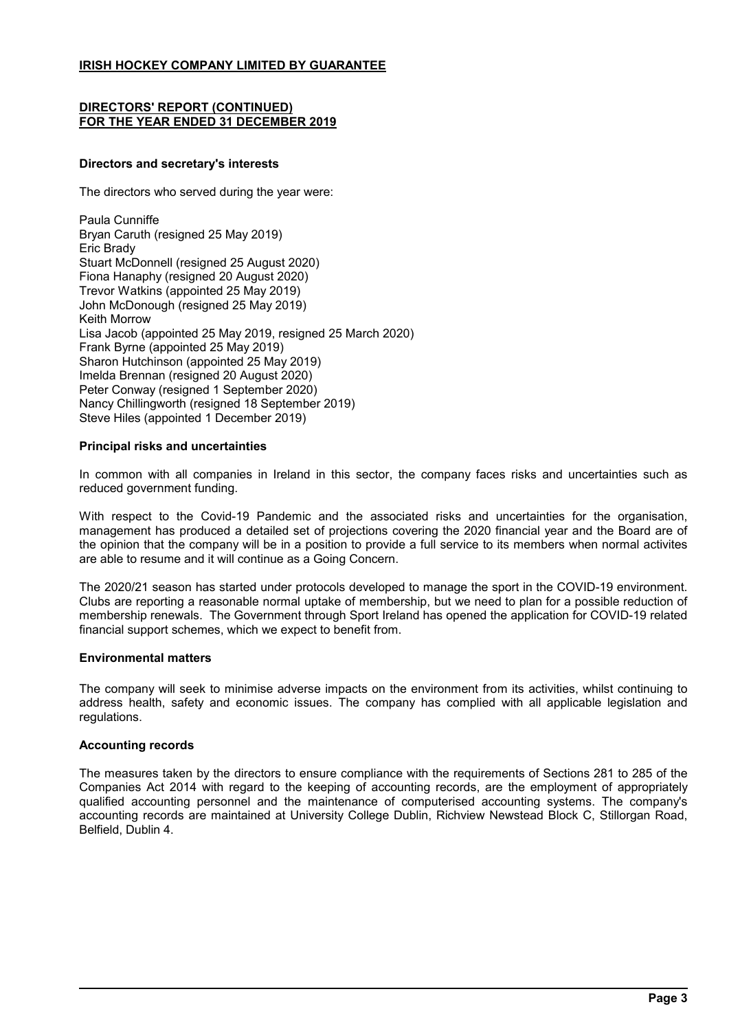**IRISH HOCKEY COMPANY LIMITED BY GUARANTEE**

**DIRECTORS' REPORT (CONTINUED)**
**FOR THE YEAR ENDED 31 DECEMBER 2019**

### Directors and secretary's interests

The directors who served during the year were:

Paula Cunniffe
Bryan Caruth (resigned 25 May 2019)
Eric Brady
Stuart McDonnell (resigned 25 August 2020)
Fiona Hanaphy (resigned 20 August 2020)
Trevor Watkins (appointed 25 May 2019)
John McDonough (resigned 25 May 2019)
Keith Morrow
Lisa Jacob (appointed 25 May 2019, resigned 25 March 2020)
Frank Byrne (appointed 25 May 2019)
Sharon Hutchinson (appointed 25 May 2019)
Imelda Brennan (resigned 20 August 2020)
Peter Conway (resigned 1 September 2020)
Nancy Chillingworth (resigned 18 September 2019)
Steve Hiles (appointed 1 December 2019)

### Principal risks and uncertainties

In common with all companies in Ireland in this sector, the company faces risks and uncertainties such as reduced government funding.

With respect to the Covid-19 Pandemic and the associated risks and uncertainties for the organisation, management has produced a detailed set of projections covering the 2020 financial year and the Board are of the opinion that the company will be in a position to provide a full service to its members when normal activites are able to resume and it will continue as a Going Concern.

The 2020/21 season has started under protocols developed to manage the sport in the COVID-19 environment. Clubs are reporting a reasonable normal uptake of membership, but we need to plan for a possible reduction of membership renewals. The Government through Sport Ireland has opened the application for COVID-19 related financial support schemes, which we expect to benefit from.

### Environmental matters

The company will seek to minimise adverse impacts on the environment from its activities, whilst continuing to address health, safety and economic issues. The company has complied with all applicable legislation and regulations.

### Accounting records

The measures taken by the directors to ensure compliance with the requirements of Sections 281 to 285 of the Companies Act 2014 with regard to the keeping of accounting records, are the employment of appropriately qualified accounting personnel and the maintenance of computerised accounting systems. The company's accounting records are maintained at University College Dublin, Richview Newstead Block C, Stillorgan Road, Belfield, Dublin 4.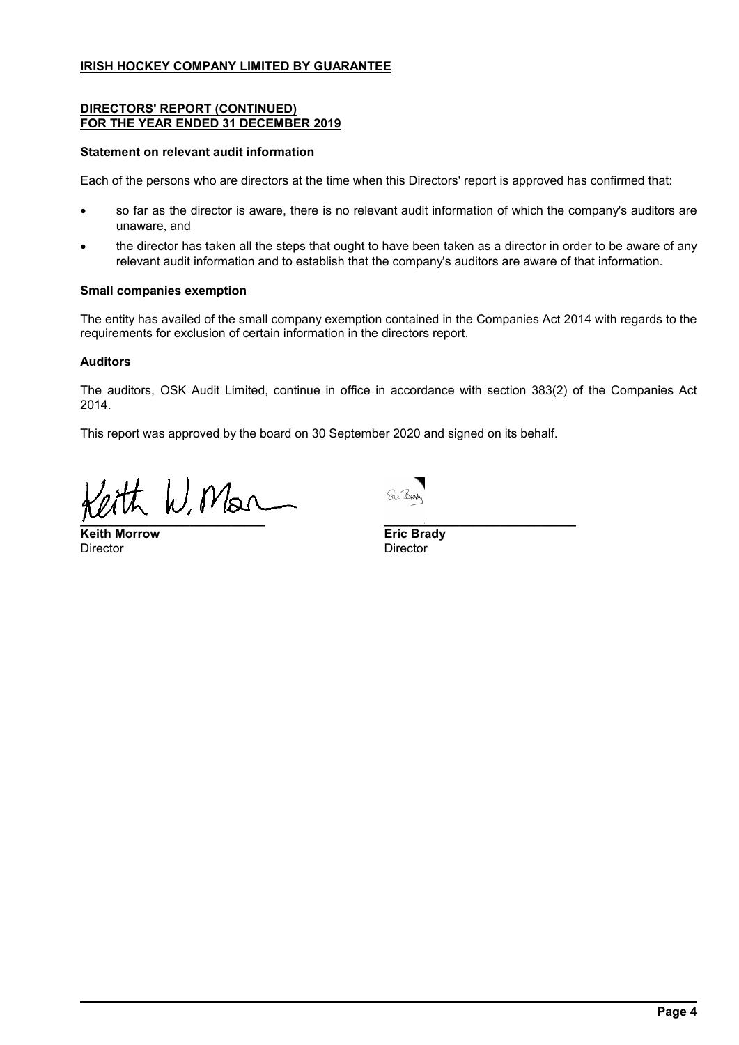**IRISH HOCKEY COMPANY LIMITED BY GUARANTEE**

**DIRECTORS' REPORT (CONTINUED)**
**FOR THE YEAR ENDED 31 DECEMBER 2019**

### Statement on relevant audit information

Each of the persons who are directors at the time when this Directors' report is approved has confirmed that:

- so far as the director is aware, there is no relevant audit information of which the company's auditors are unaware, and
- the director has taken all the steps that ought to have been taken as a director in order to be aware of any relevant audit information and to establish that the company's auditors are aware of that information.

### Small companies exemption

The entity has availed of the small company exemption contained in the Companies Act 2014 with regards to the requirements for exclusion of certain information in the directors report.

### Auditors

The auditors, OSK Audit Limited, continue in office in accordance with section 383(2) of the Companies Act 2014.

This report was approved by the board on 30 September 2020 and signed on its behalf.

| | |
|---|---|
| **Keith Morrow** | **Eric Brady** |
| Director | Director |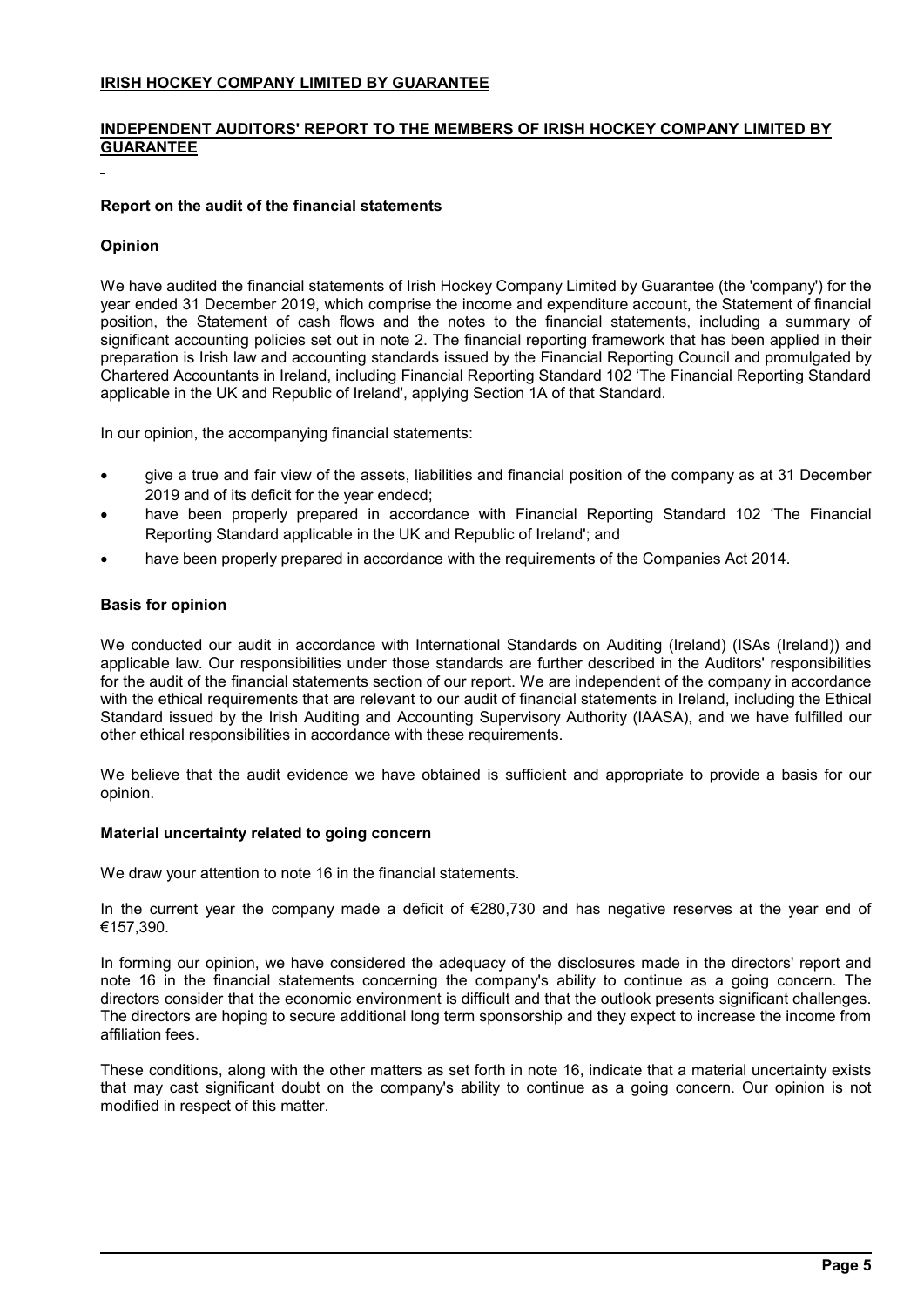**IRISH HOCKEY COMPANY LIMITED BY GUARANTEE**

## INDEPENDENT AUDITORS' REPORT TO THE MEMBERS OF IRISH HOCKEY COMPANY LIMITED BY GUARANTEE

### Report on the audit of the financial statements

### Opinion

We have audited the financial statements of Irish Hockey Company Limited by Guarantee (the 'company') for the year ended 31 December 2019, which comprise the income and expenditure account, the Statement of financial position, the Statement of cash flows and the notes to the financial statements, including a summary of significant accounting policies set out in note 2. The financial reporting framework that has been applied in their preparation is Irish law and accounting standards issued by the Financial Reporting Council and promulgated by Chartered Accountants in Ireland, including Financial Reporting Standard 102 'The Financial Reporting Standard applicable in the UK and Republic of Ireland', applying Section 1A of that Standard.

In our opinion, the accompanying financial statements:

- give a true and fair view of the assets, liabilities and financial position of the company as at 31 December 2019 and of its deficit for the year endecd;
- have been properly prepared in accordance with Financial Reporting Standard 102 'The Financial Reporting Standard applicable in the UK and Republic of Ireland'; and
- have been properly prepared in accordance with the requirements of the Companies Act 2014.

### Basis for opinion

We conducted our audit in accordance with International Standards on Auditing (Ireland) (ISAs (Ireland)) and applicable law. Our responsibilities under those standards are further described in the Auditors' responsibilities for the audit of the financial statements section of our report. We are independent of the company in accordance with the ethical requirements that are relevant to our audit of financial statements in Ireland, including the Ethical Standard issued by the Irish Auditing and Accounting Supervisory Authority (IAASA), and we have fulfilled our other ethical responsibilities in accordance with these requirements.

We believe that the audit evidence we have obtained is sufficient and appropriate to provide a basis for our opinion.

### Material uncertainty related to going concern

We draw your attention to note 16 in the financial statements.

In the current year the company made a deficit of €280,730 and has negative reserves at the year end of €157,390.

In forming our opinion, we have considered the adequacy of the disclosures made in the directors' report and note 16 in the financial statements concerning the company's ability to continue as a going concern. The directors consider that the economic environment is difficult and that the outlook presents significant challenges. The directors are hoping to secure additional long term sponsorship and they expect to increase the income from affiliation fees.

These conditions, along with the other matters as set forth in note 16, indicate that a material uncertainty exists that may cast significant doubt on the company's ability to continue as a going concern. Our opinion is not modified in respect of this matter.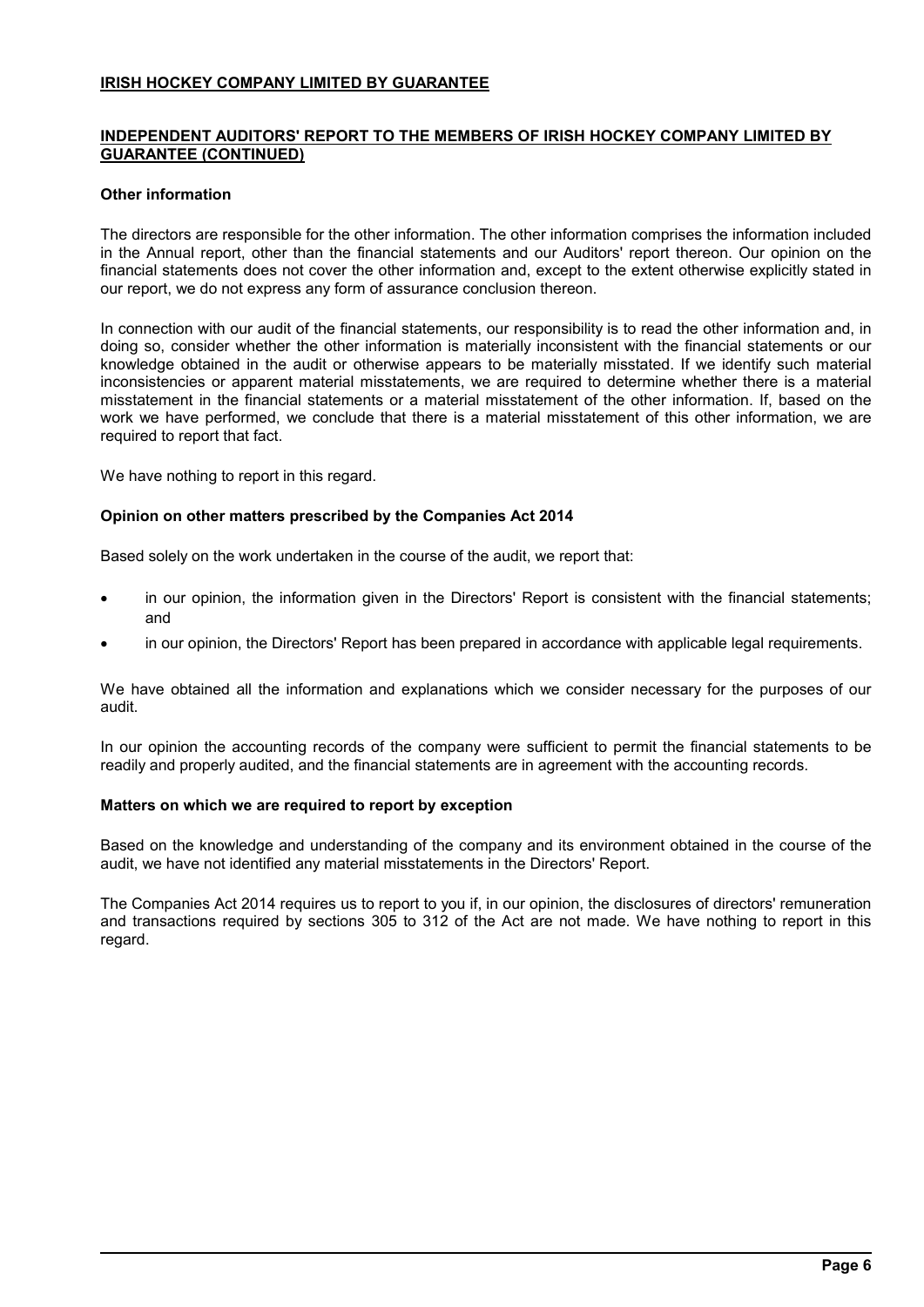**IRISH HOCKEY COMPANY LIMITED BY GUARANTEE**

## INDEPENDENT AUDITORS' REPORT TO THE MEMBERS OF IRISH HOCKEY COMPANY LIMITED BY GUARANTEE (CONTINUED)

### Other information

The directors are responsible for the other information. The other information comprises the information included in the Annual report, other than the financial statements and our Auditors' report thereon. Our opinion on the financial statements does not cover the other information and, except to the extent otherwise explicitly stated in our report, we do not express any form of assurance conclusion thereon.

In connection with our audit of the financial statements, our responsibility is to read the other information and, in doing so, consider whether the other information is materially inconsistent with the financial statements or our knowledge obtained in the audit or otherwise appears to be materially misstated. If we identify such material inconsistencies or apparent material misstatements, we are required to determine whether there is a material misstatement in the financial statements or a material misstatement of the other information. If, based on the work we have performed, we conclude that there is a material misstatement of this other information, we are required to report that fact.

We have nothing to report in this regard.

### Opinion on other matters prescribed by the Companies Act 2014

Based solely on the work undertaken in the course of the audit, we report that:

- in our opinion, the information given in the Directors' Report is consistent with the financial statements; and
- in our opinion, the Directors' Report has been prepared in accordance with applicable legal requirements.

We have obtained all the information and explanations which we consider necessary for the purposes of our audit.

In our opinion the accounting records of the company were sufficient to permit the financial statements to be readily and properly audited, and the financial statements are in agreement with the accounting records.

### Matters on which we are required to report by exception

Based on the knowledge and understanding of the company and its environment obtained in the course of the audit, we have not identified any material misstatements in the Directors' Report.

The Companies Act 2014 requires us to report to you if, in our opinion, the disclosures of directors' remuneration and transactions required by sections 305 to 312 of the Act are not made. We have nothing to report in this regard.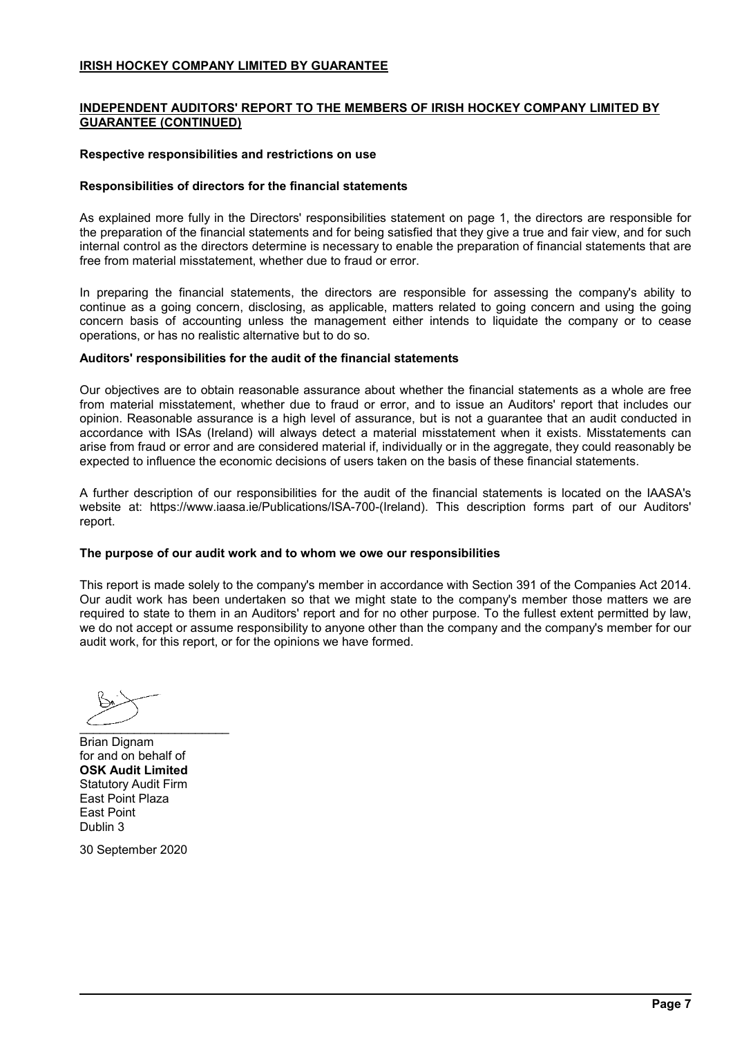**IRISH HOCKEY COMPANY LIMITED BY GUARANTEE**

**INDEPENDENT AUDITORS' REPORT TO THE MEMBERS OF IRISH HOCKEY COMPANY LIMITED BY GUARANTEE (CONTINUED)**

**Respective responsibilities and restrictions on use**

**Responsibilities of directors for the financial statements**

As explained more fully in the Directors' responsibilities statement on page 1, the directors are responsible for the preparation of the financial statements and for being satisfied that they give a true and fair view, and for such internal control as the directors determine is necessary to enable the preparation of financial statements that are free from material misstatement, whether due to fraud or error.

In preparing the financial statements, the directors are responsible for assessing the company's ability to continue as a going concern, disclosing, as applicable, matters related to going concern and using the going concern basis of accounting unless the management either intends to liquidate the company or to cease operations, or has no realistic alternative but to do so.

**Auditors' responsibilities for the audit of the financial statements**

Our objectives are to obtain reasonable assurance about whether the financial statements as a whole are free from material misstatement, whether due to fraud or error, and to issue an Auditors' report that includes our opinion. Reasonable assurance is a high level of assurance, but is not a guarantee that an audit conducted in accordance with ISAs (Ireland) will always detect a material misstatement when it exists. Misstatements can arise from fraud or error and are considered material if, individually or in the aggregate, they could reasonably be expected to influence the economic decisions of users taken on the basis of these financial statements.

A further description of our responsibilities for the audit of the financial statements is located on the IAASA's website at: https://www.iaasa.ie/Publications/ISA-700-(Ireland). This description forms part of our Auditors' report.

**The purpose of our audit work and to whom we owe our responsibilities**

This report is made solely to the company's member in accordance with Section 391 of the Companies Act 2014. Our audit work has been undertaken so that we might state to the company's member those matters we are required to state to them in an Auditors' report and for no other purpose. To the fullest extent permitted by law, we do not accept or assume responsibility to anyone other than the company and the company's member for our audit work, for this report, or for the opinions we have formed.

Brian Dignam
for and on behalf of
**OSK Audit Limited**
Statutory Audit Firm
East Point Plaza
East Point
Dublin 3

30 September 2020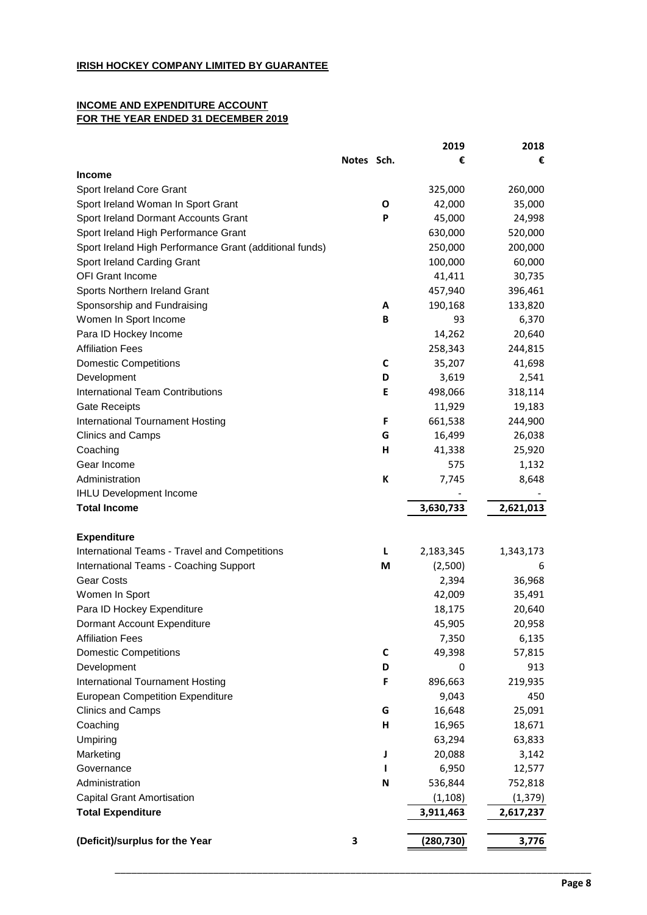**IRISH HOCKEY COMPANY LIMITED BY GUARANTEE**

**INCOME AND EXPENDITURE ACCOUNT**
**FOR THE YEAR ENDED 31 DECEMBER 2019**

| | Notes | Sch. | 2019 | 2018 |
|---|---|---|---|---|
| | | | € | € |
| **Income** | | | | |
| Sport Ireland Core Grant | | | 325,000 | 260,000 |
| Sport Ireland Woman In Sport Grant | | O | 42,000 | 35,000 |
| Sport Ireland Dormant Accounts Grant | | P | 45,000 | 24,998 |
| Sport Ireland High Performance Grant | | | 630,000 | 520,000 |
| Sport Ireland High Performance Grant (additional funds) | | | 250,000 | 200,000 |
| Sport Ireland Carding Grant | | | 100,000 | 60,000 |
| OFI Grant Income | | | 41,411 | 30,735 |
| Sports Northern Ireland Grant | | | 457,940 | 396,461 |
| Sponsorship and Fundraising | | A | 190,168 | 133,820 |
| Women In Sport Income | | B | 93 | 6,370 |
| Para ID Hockey Income | | | 14,262 | 20,640 |
| Affiliation Fees | | | 258,343 | 244,815 |
| Domestic Competitions | | C | 35,207 | 41,698 |
| Development | | D | 3,619 | 2,541 |
| International Team Contributions | | E | 498,066 | 318,114 |
| Gate Receipts | | | 11,929 | 19,183 |
| International Tournament Hosting | | F | 661,538 | 244,900 |
| Clinics and Camps | | G | 16,499 | 26,038 |
| Coaching | | H | 41,338 | 25,920 |
| Gear Income | | | 575 | 1,132 |
| Administration | | K | 7,745 | 8,648 |
| IHLU Development Income | | | - | - |
| **Total Income** | | | **3,630,733** | **2,621,013** |
| | | | | |
| **Expenditure** | | | | |
| International Teams - Travel and Competitions | | L | 2,183,345 | 1,343,173 |
| International Teams - Coaching Support | | M | (2,500) | 6 |
| Gear Costs | | | 2,394 | 36,968 |
| Women In Sport | | | 42,009 | 35,491 |
| Para ID Hockey Expenditure | | | 18,175 | 20,640 |
| Dormant Account Expenditure | | | 45,905 | 20,958 |
| Affiliation Fees | | | 7,350 | 6,135 |
| Domestic Competitions | | C | 49,398 | 57,815 |
| Development | | D | 0 | 913 |
| International Tournament Hosting | | F | 896,663 | 219,935 |
| European Competition Expenditure | | | 9,043 | 450 |
| Clinics and Camps | | G | 16,648 | 25,091 |
| Coaching | | H | 16,965 | 18,671 |
| Umpiring | | | 63,294 | 63,833 |
| Marketing | | J | 20,088 | 3,142 |
| Governance | | I | 6,950 | 12,577 |
| Administration | | N | 536,844 | 752,818 |
| Capital Grant Amortisation | | | (1,108) | (1,379) |
| **Total Expenditure** | | | **3,911,463** | **2,617,237** |
| | | | | |
| **(Deficit)/surplus for the Year** | 3 | | **(280,730)** | **3,776** |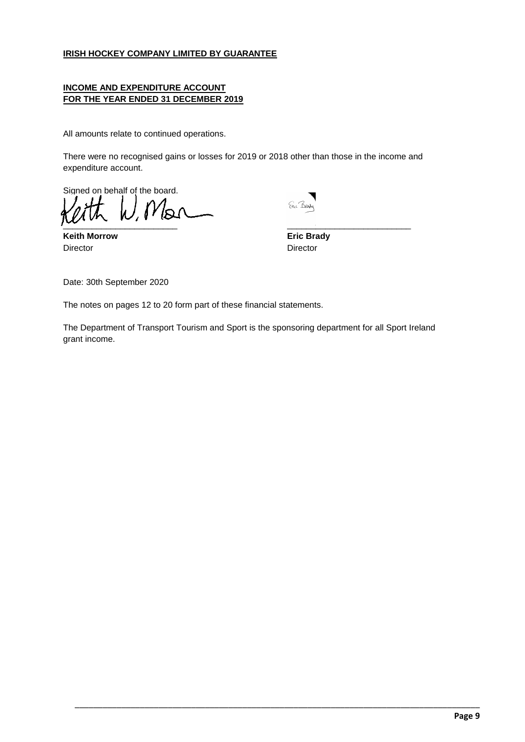**IRISH HOCKEY COMPANY LIMITED BY GUARANTEE**

**INCOME AND EXPENDITURE ACCOUNT**
**FOR THE YEAR ENDED 31 DECEMBER 2019**

All amounts relate to continued operations.

There were no recognised gains or losses for 2019 or 2018 other than those in the income and expenditure account.

Signed on behalf of the board.

| | |
|---|---|
| **Keith Morrow** | **Eric Brady** |
| Director | Director |

Date: 30th September 2020

The notes on pages 12 to 20 form part of these financial statements.

The Department of Transport Tourism and Sport is the sponsoring department for all Sport Ireland grant income.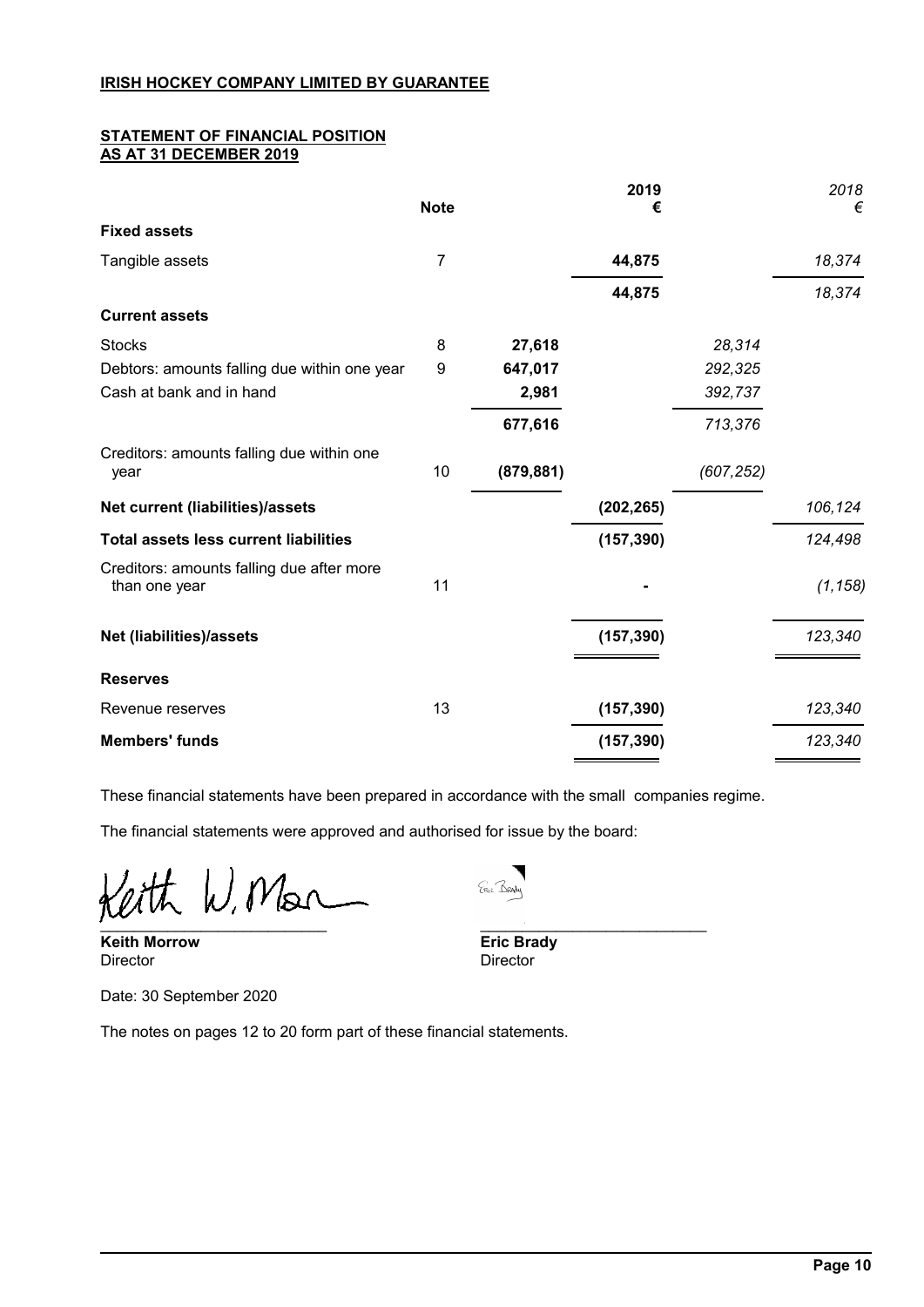**IRISH HOCKEY COMPANY LIMITED BY GUARANTEE**

**STATEMENT OF FINANCIAL POSITION**
**AS AT 31 DECEMBER 2019**

| | Note | | 2019 € | | 2018 € |
|---|---|---|---|---|---|
| **Fixed assets** | | | | | |
| Tangible assets | 7 | | **44,875** | | *18,374* |
| | | | **44,875** | | *18,374* |
| **Current assets** | | | | | |
| Stocks | 8 | **27,618** | | *28,314* | |
| Debtors: amounts falling due within one year | 9 | **647,017** | | *292,325* | |
| Cash at bank and in hand | | **2,981** | | *392,737* | |
| | | **677,616** | | *713,376* | |
| Creditors: amounts falling due within one year | 10 | **(879,881)** | | *(607,252)* | |
| **Net current (liabilities)/assets** | | | **(202,265)** | | *106,124* |
| **Total assets less current liabilities** | | | **(157,390)** | | *124,498* |
| Creditors: amounts falling due after more than one year | 11 | | **-** | | *(1,158)* |
| **Net (liabilities)/assets** | | | **(157,390)** | | *123,340* |
| **Reserves** | | | | | |
| Revenue reserves | 13 | | **(157,390)** | | *123,340* |
| **Members' funds** | | | **(157,390)** | | *123,340* |

These financial statements have been prepared in accordance with the small companies regime.

The financial statements were approved and authorised for issue by the board:

**Keith Morrow**
Director

**Eric Brady**
Director

Date: 30 September 2020

The notes on pages 12 to 20 form part of these financial statements.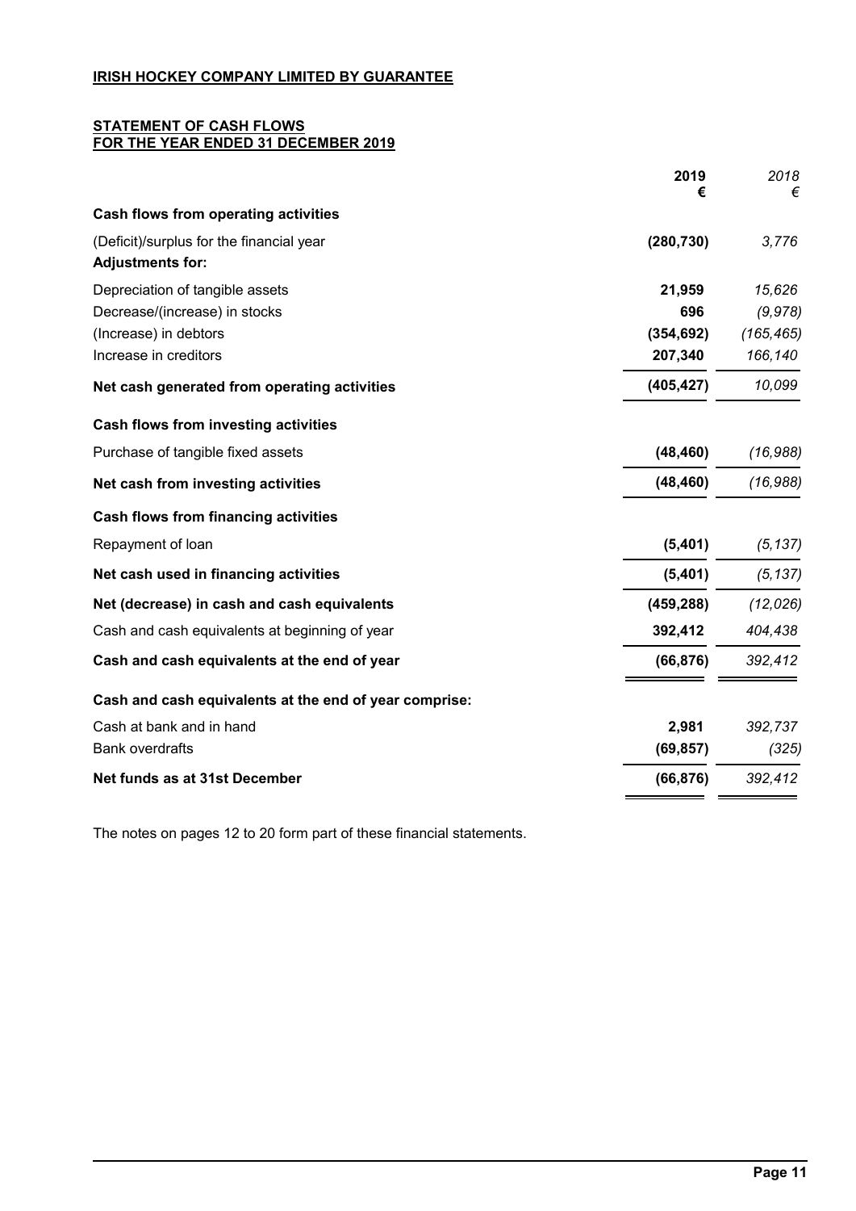**IRISH HOCKEY COMPANY LIMITED BY GUARANTEE**

**STATEMENT OF CASH FLOWS**
**FOR THE YEAR ENDED 31 DECEMBER 2019**

| | 2019 € | *2018 €* |
|---|---|---|
| **Cash flows from operating activities** | | |
| (Deficit)/surplus for the financial year | **(280,730)** | *3,776* |
| **Adjustments for:** | | |
| Depreciation of tangible assets | **21,959** | *15,626* |
| Decrease/(increase) in stocks | **696** | *(9,978)* |
| (Increase) in debtors | **(354,692)** | *(165,465)* |
| Increase in creditors | **207,340** | *166,140* |
| **Net cash generated from operating activities** | **(405,427)** | *10,099* |
| **Cash flows from investing activities** | | |
| Purchase of tangible fixed assets | **(48,460)** | *(16,988)* |
| **Net cash from investing activities** | **(48,460)** | *(16,988)* |
| **Cash flows from financing activities** | | |
| Repayment of loan | **(5,401)** | *(5,137)* |
| **Net cash used in financing activities** | **(5,401)** | *(5,137)* |
| **Net (decrease) in cash and cash equivalents** | **(459,288)** | *(12,026)* |
| Cash and cash equivalents at beginning of year | **392,412** | *404,438* |
| **Cash and cash equivalents at the end of year** | **(66,876)** | *392,412* |
| **Cash and cash equivalents at the end of year comprise:** | | |
| Cash at bank and in hand | **2,981** | *392,737* |
| Bank overdrafts | **(69,857)** | *(325)* |
| **Net funds as at 31st December** | **(66,876)** | *392,412* |

The notes on pages 12 to 20 form part of these financial statements.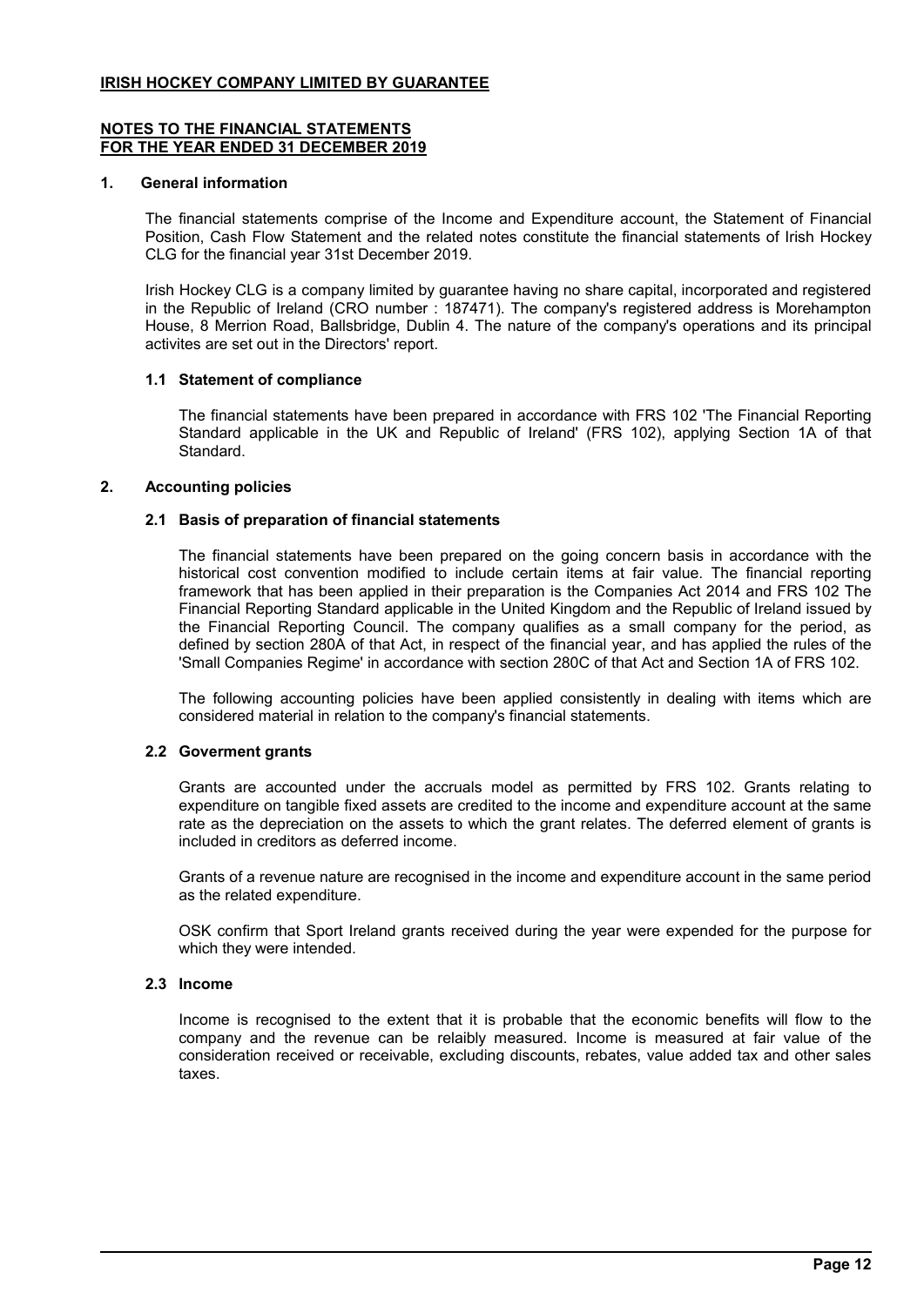**IRISH HOCKEY COMPANY LIMITED BY GUARANTEE**

**NOTES TO THE FINANCIAL STATEMENTS**
**FOR THE YEAR ENDED 31 DECEMBER 2019**

## 1. General information

The financial statements comprise of the Income and Expenditure account, the Statement of Financial Position, Cash Flow Statement and the related notes constitute the financial statements of Irish Hockey CLG for the financial year 31st December 2019.

Irish Hockey CLG is a company limited by guarantee having no share capital, incorporated and registered in the Republic of Ireland (CRO number : 187471). The company's registered address is Morehampton House, 8 Merrion Road, Ballsbridge, Dublin 4. The nature of the company's operations and its principal activites are set out in the Directors' report.

### 1.1 Statement of compliance

The financial statements have been prepared in accordance with FRS 102 'The Financial Reporting Standard applicable in the UK and Republic of Ireland' (FRS 102), applying Section 1A of that Standard.

## 2. Accounting policies

### 2.1 Basis of preparation of financial statements

The financial statements have been prepared on the going concern basis in accordance with the historical cost convention modified to include certain items at fair value. The financial reporting framework that has been applied in their preparation is the Companies Act 2014 and FRS 102 The Financial Reporting Standard applicable in the United Kingdom and the Republic of Ireland issued by the Financial Reporting Council. The company qualifies as a small company for the period, as defined by section 280A of that Act, in respect of the financial year, and has applied the rules of the 'Small Companies Regime' in accordance with section 280C of that Act and Section 1A of FRS 102.

The following accounting policies have been applied consistently in dealing with items which are considered material in relation to the company's financial statements.

### 2.2 Goverment grants

Grants are accounted under the accruals model as permitted by FRS 102. Grants relating to expenditure on tangible fixed assets are credited to the income and expenditure account at the same rate as the depreciation on the assets to which the grant relates. The deferred element of grants is included in creditors as deferred income.

Grants of a revenue nature are recognised in the income and expenditure account in the same period as the related expenditure.

OSK confirm that Sport Ireland grants received during the year were expended for the purpose for which they were intended.

### 2.3 Income

Income is recognised to the extent that it is probable that the economic benefits will flow to the company and the revenue can be relaibly measured. Income is measured at fair value of the consideration received or receivable, excluding discounts, rebates, value added tax and other sales taxes.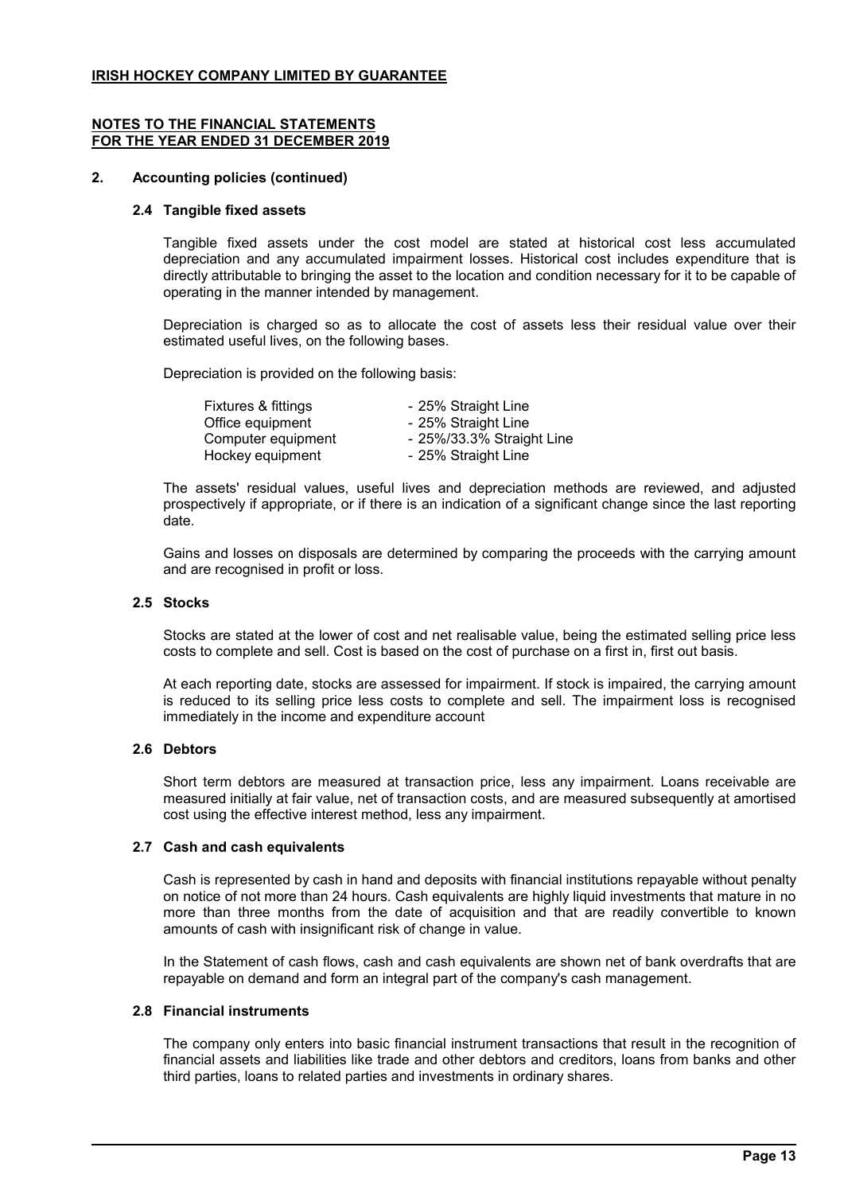**IRISH HOCKEY COMPANY LIMITED BY GUARANTEE**

**NOTES TO THE FINANCIAL STATEMENTS**
**FOR THE YEAR ENDED 31 DECEMBER 2019**

## 2. Accounting policies (continued)

### 2.4 Tangible fixed assets

Tangible fixed assets under the cost model are stated at historical cost less accumulated depreciation and any accumulated impairment losses. Historical cost includes expenditure that is directly attributable to bringing the asset to the location and condition necessary for it to be capable of operating in the manner intended by management.

Depreciation is charged so as to allocate the cost of assets less their residual value over their estimated useful lives, on the following bases.

Depreciation is provided on the following basis:

| | |
|---|---|
| Fixtures & fittings | - 25% Straight Line |
| Office equipment | - 25% Straight Line |
| Computer equipment | - 25%/33.3% Straight Line |
| Hockey equipment | - 25% Straight Line |

The assets' residual values, useful lives and depreciation methods are reviewed, and adjusted prospectively if appropriate, or if there is an indication of a significant change since the last reporting date.

Gains and losses on disposals are determined by comparing the proceeds with the carrying amount and are recognised in profit or loss.

### 2.5 Stocks

Stocks are stated at the lower of cost and net realisable value, being the estimated selling price less costs to complete and sell. Cost is based on the cost of purchase on a first in, first out basis.

At each reporting date, stocks are assessed for impairment. If stock is impaired, the carrying amount is reduced to its selling price less costs to complete and sell. The impairment loss is recognised immediately in the income and expenditure account

### 2.6 Debtors

Short term debtors are measured at transaction price, less any impairment. Loans receivable are measured initially at fair value, net of transaction costs, and are measured subsequently at amortised cost using the effective interest method, less any impairment.

### 2.7 Cash and cash equivalents

Cash is represented by cash in hand and deposits with financial institutions repayable without penalty on notice of not more than 24 hours. Cash equivalents are highly liquid investments that mature in no more than three months from the date of acquisition and that are readily convertible to known amounts of cash with insignificant risk of change in value.

In the Statement of cash flows, cash and cash equivalents are shown net of bank overdrafts that are repayable on demand and form an integral part of the company's cash management.

### 2.8 Financial instruments

The company only enters into basic financial instrument transactions that result in the recognition of financial assets and liabilities like trade and other debtors and creditors, loans from banks and other third parties, loans to related parties and investments in ordinary shares.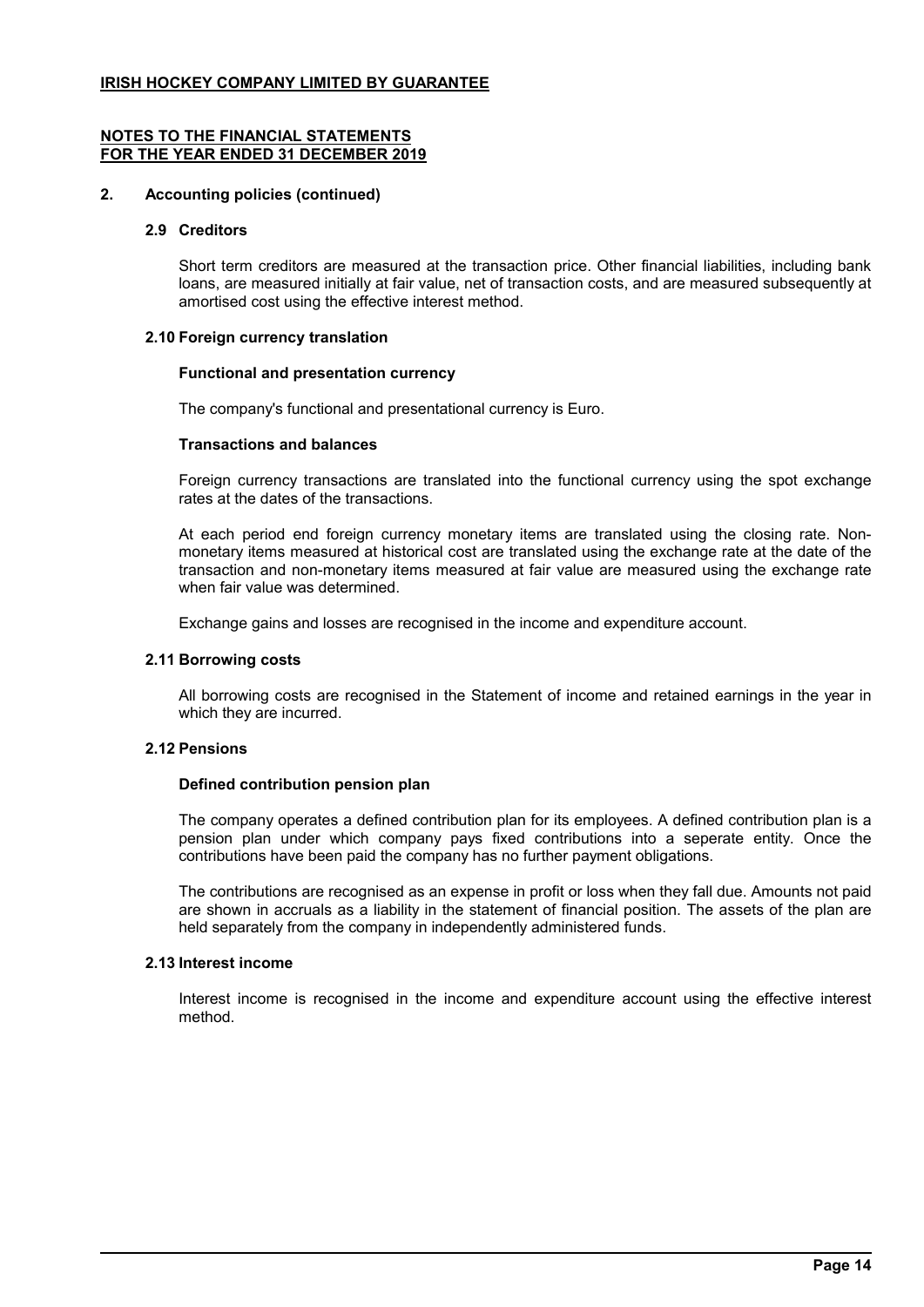**IRISH HOCKEY COMPANY LIMITED BY GUARANTEE**

**NOTES TO THE FINANCIAL STATEMENTS**
**FOR THE YEAR ENDED 31 DECEMBER 2019**

## 2. Accounting policies (continued)

### 2.9 Creditors

Short term creditors are measured at the transaction price. Other financial liabilities, including bank loans, are measured initially at fair value, net of transaction costs, and are measured subsequently at amortised cost using the effective interest method.

### 2.10 Foreign currency translation

**Functional and presentation currency**

The company's functional and presentational currency is Euro.

**Transactions and balances**

Foreign currency transactions are translated into the functional currency using the spot exchange rates at the dates of the transactions.

At each period end foreign currency monetary items are translated using the closing rate. Non-monetary items measured at historical cost are translated using the exchange rate at the date of the transaction and non-monetary items measured at fair value are measured using the exchange rate when fair value was determined.

Exchange gains and losses are recognised in the income and expenditure account.

### 2.11 Borrowing costs

All borrowing costs are recognised in the Statement of income and retained earnings in the year in which they are incurred.

### 2.12 Pensions

**Defined contribution pension plan**

The company operates a defined contribution plan for its employees. A defined contribution plan is a pension plan under which company pays fixed contributions into a seperate entity. Once the contributions have been paid the company has no further payment obligations.

The contributions are recognised as an expense in profit or loss when they fall due. Amounts not paid are shown in accruals as a liability in the statement of financial position. The assets of the plan are held separately from the company in independently administered funds.

### 2.13 Interest income

Interest income is recognised in the income and expenditure account using the effective interest method.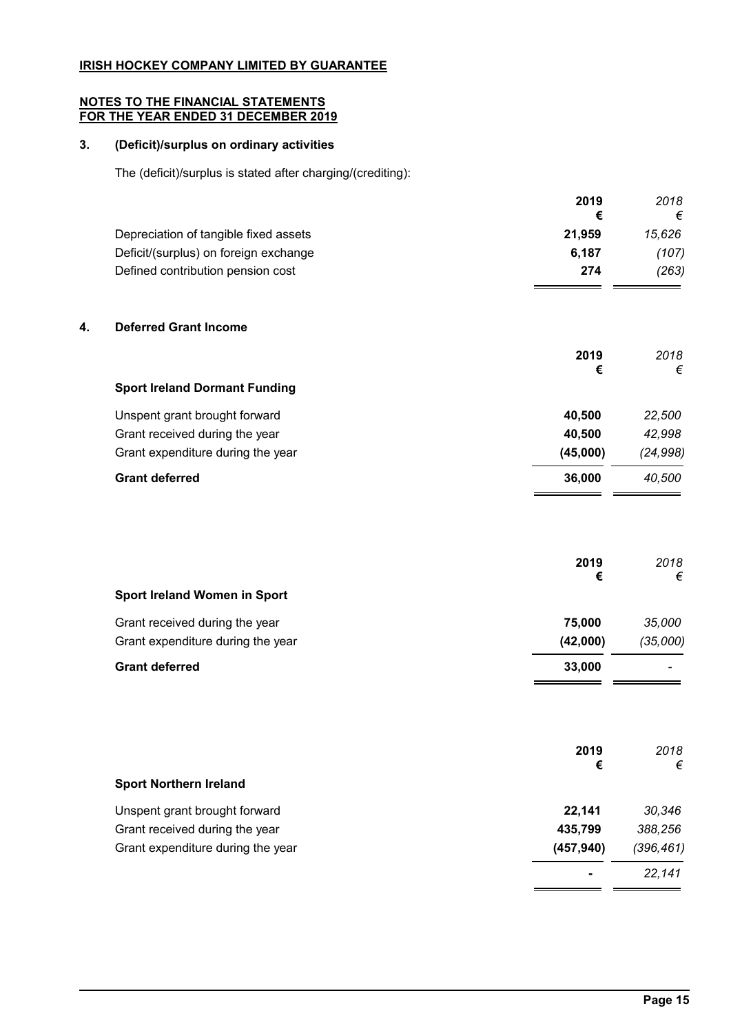**IRISH HOCKEY COMPANY LIMITED BY GUARANTEE**

**NOTES TO THE FINANCIAL STATEMENTS**
**FOR THE YEAR ENDED 31 DECEMBER 2019**

## 3. (Deficit)/surplus on ordinary activities

The (deficit)/surplus is stated after charging/(crediting):

| | 2019<br>€ | 2018<br>€ |
|---|---|---|
| Depreciation of tangible fixed assets | 21,959 | 15,626 |
| Deficit/(surplus) on foreign exchange | 6,187 | (107) |
| Defined contribution pension cost | 274 | (263) |

## 4. Deferred Grant Income

| | 2019<br>€ | 2018<br>€ |
|---|---|---|
| **Sport Ireland Dormant Funding** | | |
| Unspent grant brought forward | 40,500 | 22,500 |
| Grant received during the year | 40,500 | 42,998 |
| Grant expenditure during the year | (45,000) | (24,998) |
| **Grant deferred** | 36,000 | 40,500 |

| | 2019<br>€ | 2018<br>€ |
|---|---|---|
| **Sport Ireland Women in Sport** | | |
| Grant received during the year | 75,000 | 35,000 |
| Grant expenditure during the year | (42,000) | (35,000) |
| **Grant deferred** | 33,000 | - |

| | 2019<br>€ | 2018<br>€ |
|---|---|---|
| **Sport Northern Ireland** | | |
| Unspent grant brought forward | 22,141 | 30,346 |
| Grant received during the year | 435,799 | 388,256 |
| Grant expenditure during the year | (457,940) | (396,461) |
| | - | 22,141 |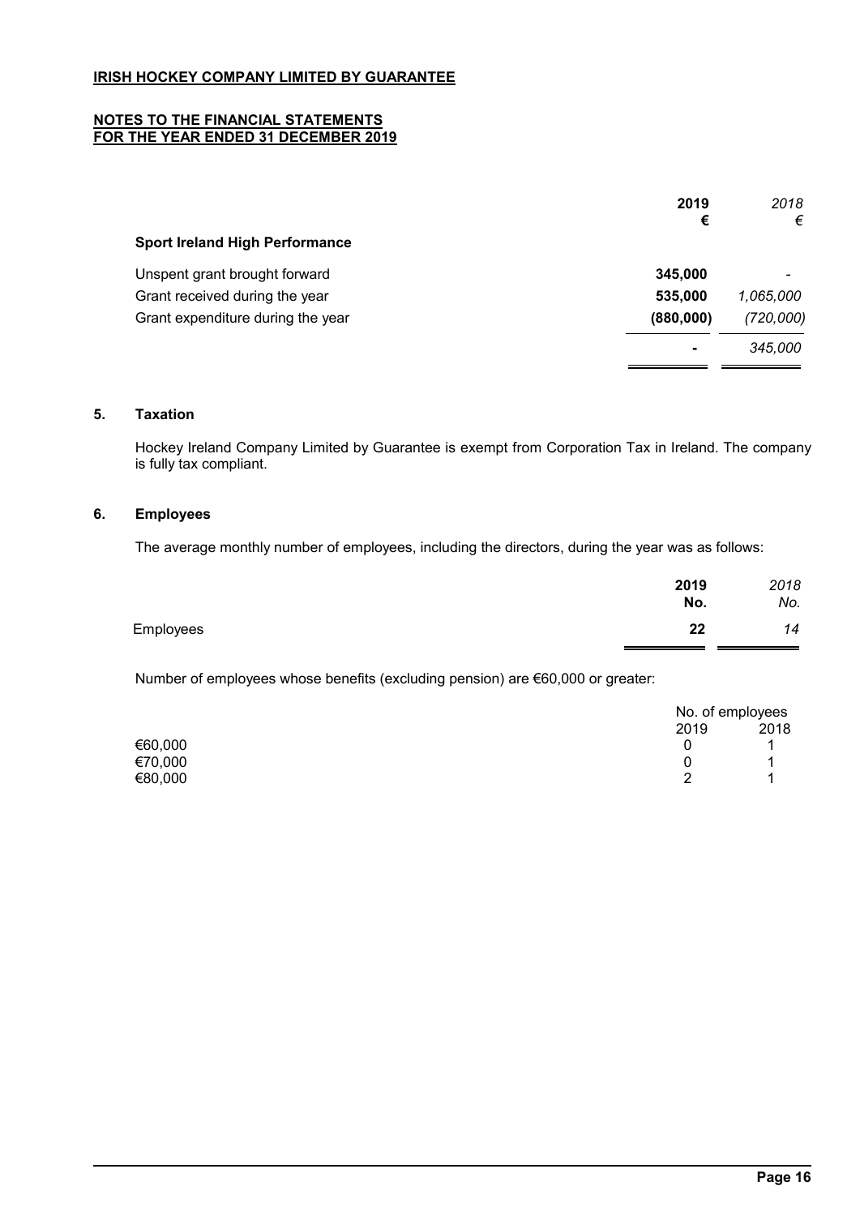**IRISH HOCKEY COMPANY LIMITED BY GUARANTEE**

**NOTES TO THE FINANCIAL STATEMENTS FOR THE YEAR ENDED 31 DECEMBER 2019**

| | **2019 €** | *2018 €* |
|---|---|---|
| **Sport Ireland High Performance** | | |
| Unspent grant brought forward | **345,000** | *-* |
| Grant received during the year | **535,000** | *1,065,000* |
| Grant expenditure during the year | **(880,000)** | *(720,000)* |
| | **-** | *345,000* |

## 5. Taxation

Hockey Ireland Company Limited by Guarantee is exempt from Corporation Tax in Ireland. The company is fully tax compliant.

## 6. Employees

The average monthly number of employees, including the directors, during the year was as follows:

| | **2019 No.** | *2018 No.* |
|---|---|---|
| Employees | **22** | *14* |

Number of employees whose benefits (excluding pension) are €60,000 or greater:

| | No. of employees | |
|---|---|---|
| | 2019 | 2018 |
| €60,000 | 0 | 1 |
| €70,000 | 0 | 1 |
| €80,000 | 2 | 1 |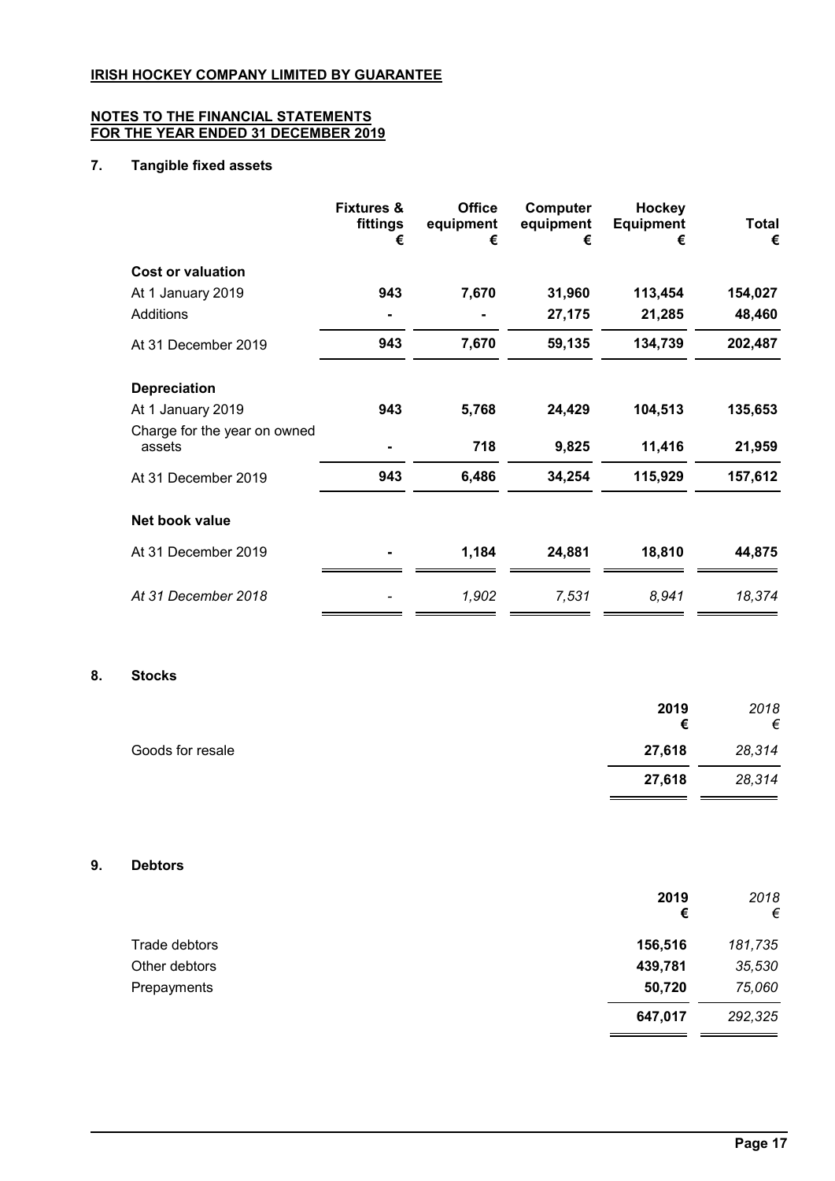**IRISH HOCKEY COMPANY LIMITED BY GUARANTEE**

**NOTES TO THE FINANCIAL STATEMENTS FOR THE YEAR ENDED 31 DECEMBER 2019**

## 7. Tangible fixed assets

| | Fixtures & fittings € | Office equipment € | Computer equipment € | Hockey Equipment € | Total € |
|---|---|---|---|---|---|
| **Cost or valuation** | | | | | |
| At 1 January 2019 | 943 | 7,670 | 31,960 | 113,454 | 154,027 |
| Additions | - | - | 27,175 | 21,285 | 48,460 |
| At 31 December 2019 | 943 | 7,670 | 59,135 | 134,739 | 202,487 |
| **Depreciation** | | | | | |
| At 1 January 2019 | 943 | 5,768 | 24,429 | 104,513 | 135,653 |
| Charge for the year on owned assets | - | 718 | 9,825 | 11,416 | 21,959 |
| At 31 December 2019 | 943 | 6,486 | 34,254 | 115,929 | 157,612 |
| **Net book value** | | | | | |
| At 31 December 2019 | - | 1,184 | 24,881 | 18,810 | 44,875 |
| *At 31 December 2018* | *-* | *1,902* | *7,531* | *8,941* | *18,374* |

## 8. Stocks

| | 2019 € | *2018 €* |
|---|---|---|
| Goods for resale | 27,618 | *28,314* |
| | 27,618 | *28,314* |

## 9. Debtors

| | 2019 € | *2018 €* |
|---|---|---|
| Trade debtors | 156,516 | *181,735* |
| Other debtors | 439,781 | *35,530* |
| Prepayments | 50,720 | *75,060* |
| | 647,017 | *292,325* |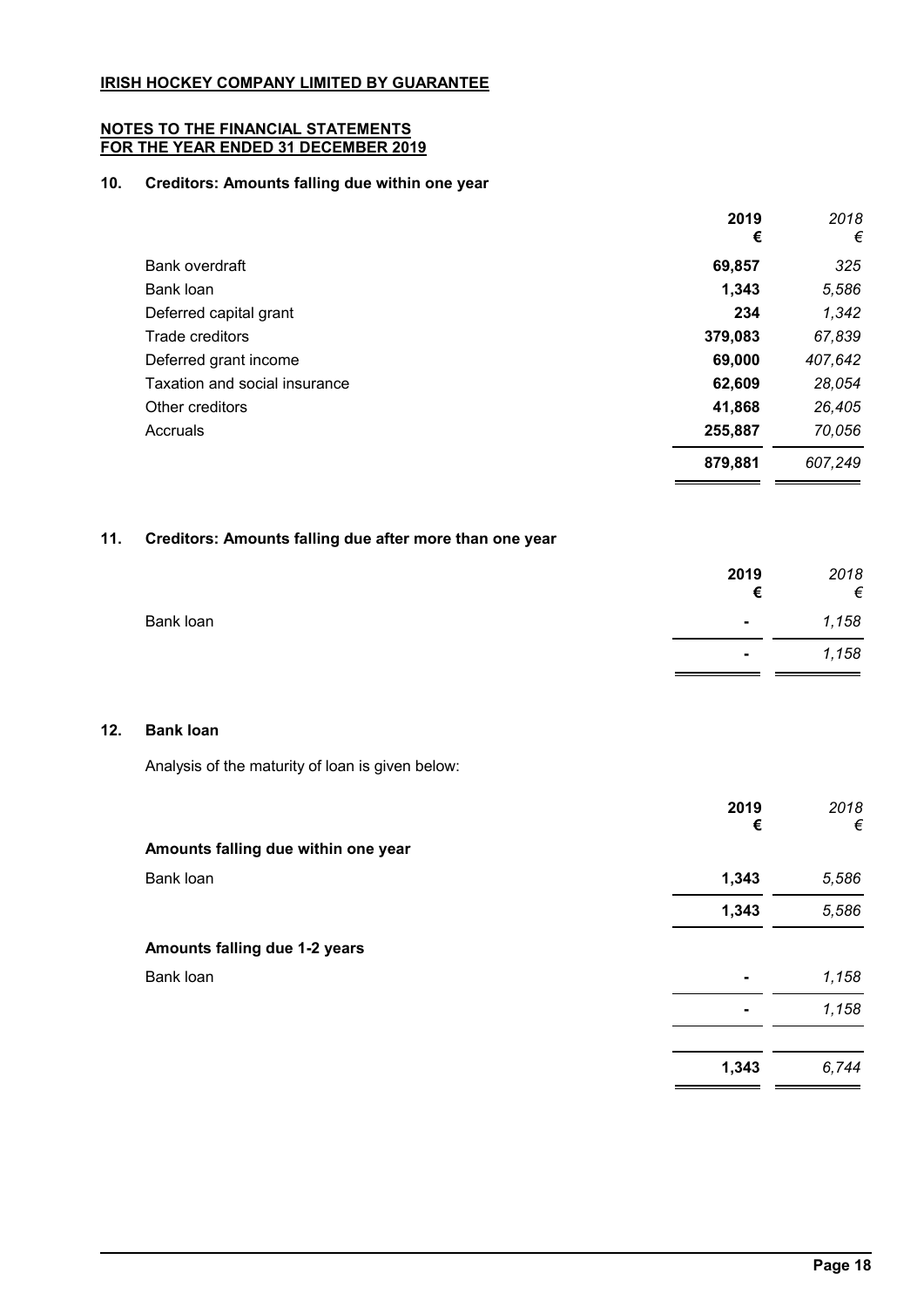**IRISH HOCKEY COMPANY LIMITED BY GUARANTEE**

**NOTES TO THE FINANCIAL STATEMENTS**
**FOR THE YEAR ENDED 31 DECEMBER 2019**

### 10. Creditors: Amounts falling due within one year

| | **2019** **€** | *2018* *€* |
|---|---|---|
| Bank overdraft | **69,857** | *325* |
| Bank loan | **1,343** | *5,586* |
| Deferred capital grant | **234** | *1,342* |
| Trade creditors | **379,083** | *67,839* |
| Deferred grant income | **69,000** | *407,642* |
| Taxation and social insurance | **62,609** | *28,054* |
| Other creditors | **41,868** | *26,405* |
| Accruals | **255,887** | *70,056* |
| | **879,881** | *607,249* |

### 11. Creditors: Amounts falling due after more than one year

| | **2019** **€** | *2018* *€* |
|---|---|---|
| Bank loan | **-** | *1,158* |
| | **-** | *1,158* |

### 12. Bank loan

Analysis of the maturity of loan is given below:

| | **2019** **€** | *2018* *€* |
|---|---|---|
| **Amounts falling due within one year** | | |
| Bank loan | **1,343** | *5,586* |
| | **1,343** | *5,586* |
| **Amounts falling due 1-2 years** | | |
| Bank loan | **-** | *1,158* |
| | **-** | *1,158* |
| | **1,343** | *6,744* |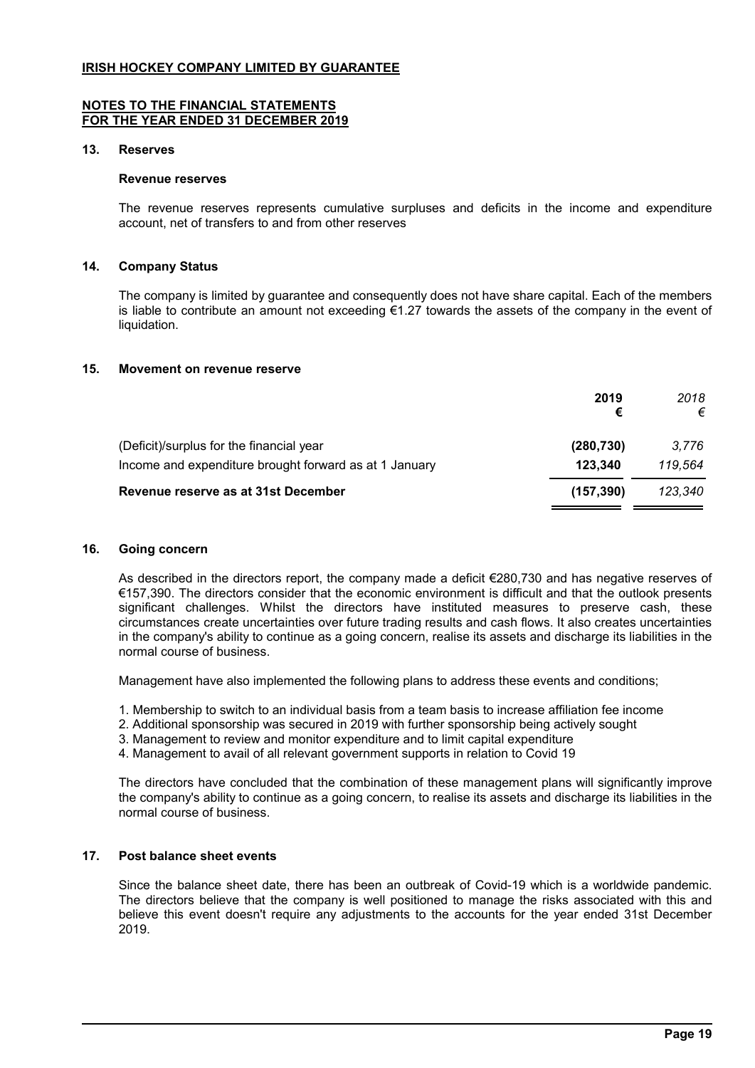**IRISH HOCKEY COMPANY LIMITED BY GUARANTEE**

**NOTES TO THE FINANCIAL STATEMENTS**
**FOR THE YEAR ENDED 31 DECEMBER 2019**

## 13. Reserves

### Revenue reserves

The revenue reserves represents cumulative surpluses and deficits in the income and expenditure account, net of transfers to and from other reserves

## 14. Company Status

The company is limited by guarantee and consequently does not have share capital. Each of the members is liable to contribute an amount not exceeding €1.27 towards the assets of the company in the event of liquidation.

## 15. Movement on revenue reserve

| | **2019** **€** | *2018* *€* |
|---|---|---|
| (Deficit)/surplus for the financial year | **(280,730)** | *3,776* |
| Income and expenditure brought forward as at 1 January | **123,340** | *119,564* |
| **Revenue reserve as at 31st December** | **(157,390)** | *123,340* |

## 16. Going concern

As described in the directors report, the company made a deficit €280,730 and has negative reserves of €157,390. The directors consider that the economic environment is difficult and that the outlook presents significant challenges. Whilst the directors have instituted measures to preserve cash, these circumstances create uncertainties over future trading results and cash flows. It also creates uncertainties in the company's ability to continue as a going concern, realise its assets and discharge its liabilities in the normal course of business.

Management have also implemented the following plans to address these events and conditions;

1. Membership to switch to an individual basis from a team basis to increase affiliation fee income
2. Additional sponsorship was secured in 2019 with further sponsorship being actively sought
3. Management to review and monitor expenditure and to limit capital expenditure
4. Management to avail of all relevant government supports in relation to Covid 19

The directors have concluded that the combination of these management plans will significantly improve the company's ability to continue as a going concern, to realise its assets and discharge its liabilities in the normal course of business.

## 17. Post balance sheet events

Since the balance sheet date, there has been an outbreak of Covid-19 which is a worldwide pandemic. The directors believe that the company is well positioned to manage the risks associated with this and believe this event doesn't require any adjustments to the accounts for the year ended 31st December 2019.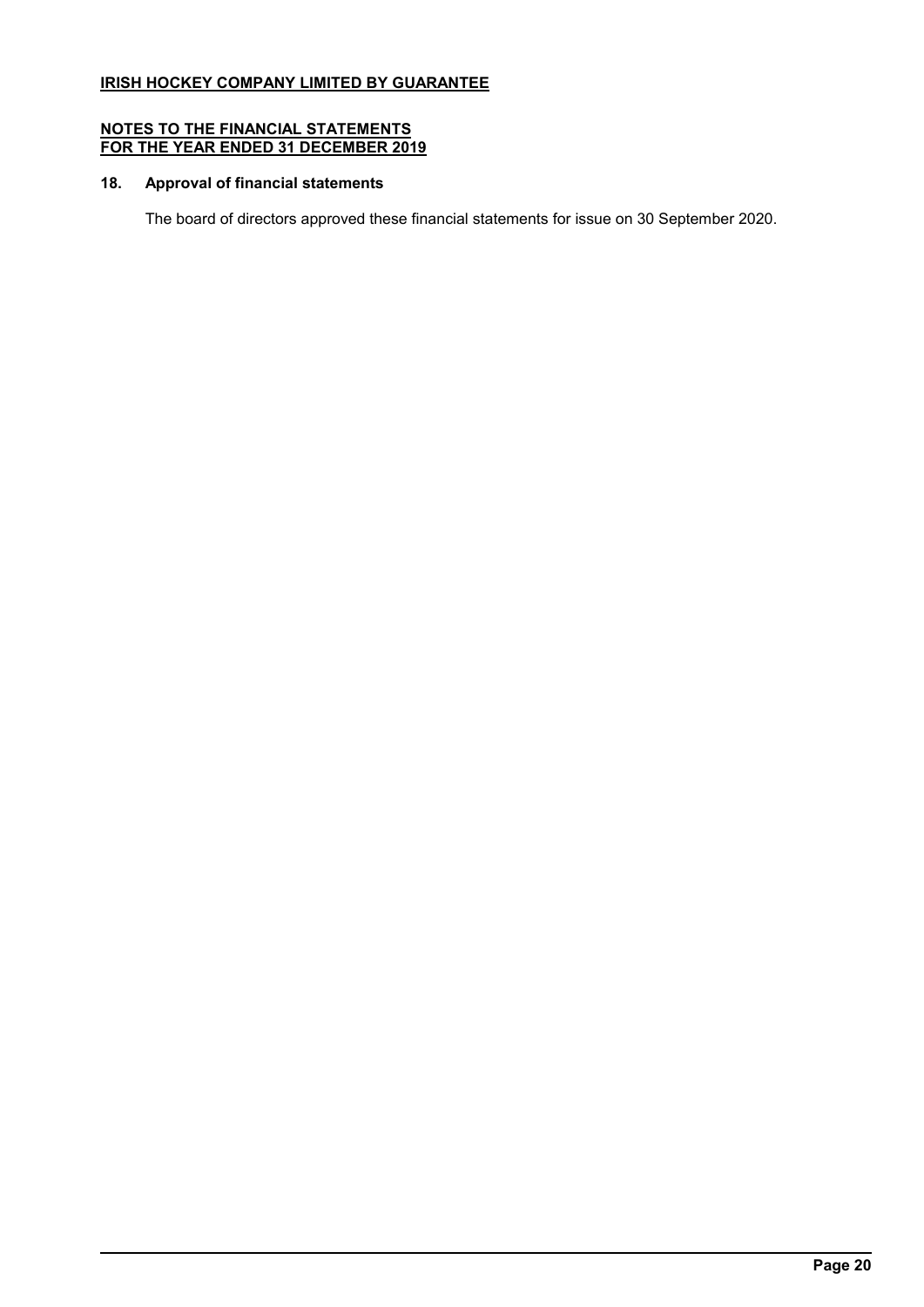## 18. Approval of financial statements

The board of directors approved these financial statements for issue on 30 September 2020.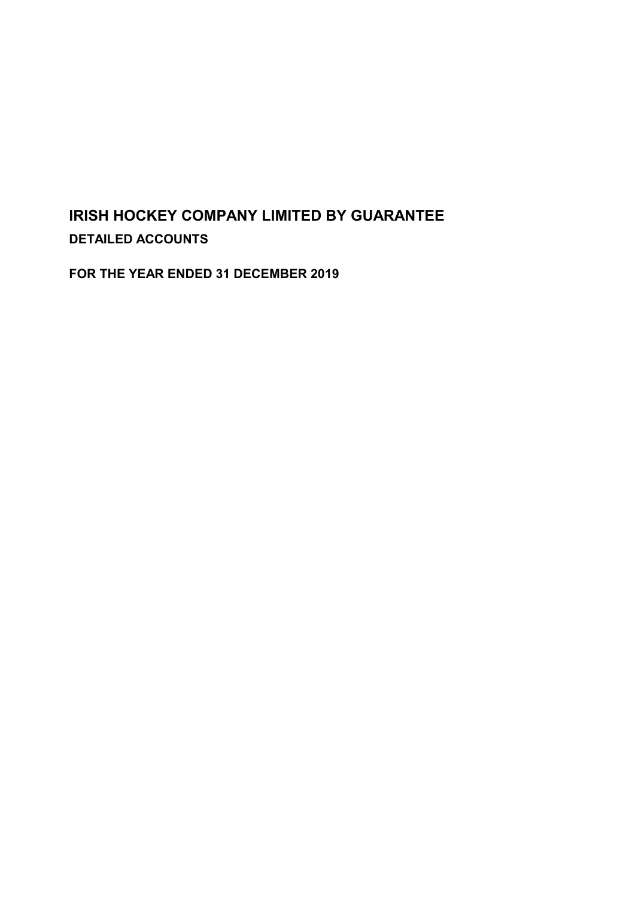# IRISH HOCKEY COMPANY LIMITED BY GUARANTEE

## DETAILED ACCOUNTS

## FOR THE YEAR ENDED 31 DECEMBER 2019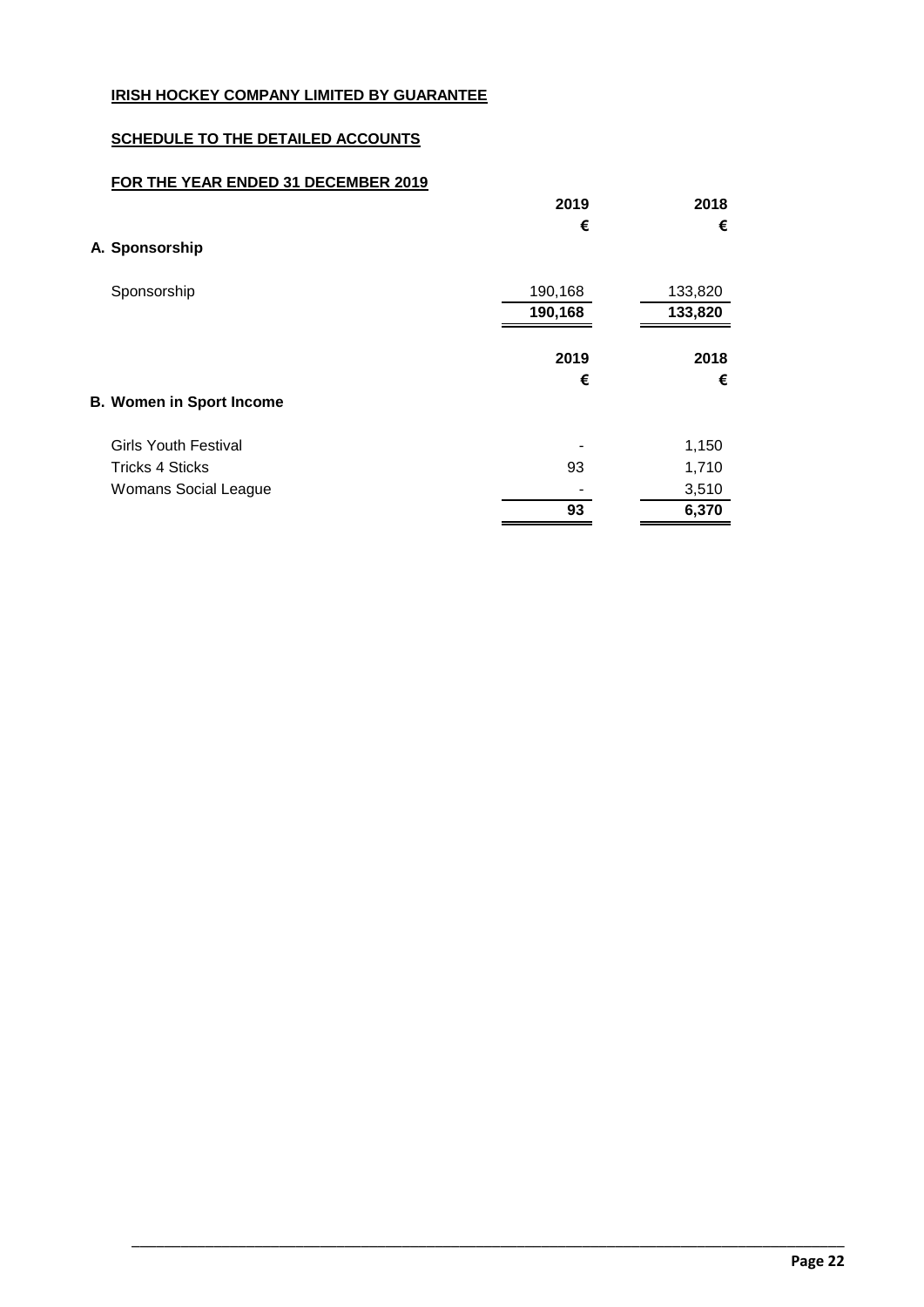**IRISH HOCKEY COMPANY LIMITED BY GUARANTEE**

**SCHEDULE TO THE DETAILED ACCOUNTS**

**FOR THE YEAR ENDED 31 DECEMBER 2019**

|  | 2019 | 2018 |
|---|---|---|
|  | € | € |
| **A. Sponsorship** |  |  |
| Sponsorship | 190,168 | 133,820 |
|  | **190,168** | **133,820** |

|  | 2019 | 2018 |
|---|---|---|
|  | € | € |
| **B. Women in Sport Income** |  |  |
| Girls Youth Festival | - | 1,150 |
| Tricks 4 Sticks | 93 | 1,710 |
| Womans Social League | - | 3,510 |
|  | **93** | **6,370** |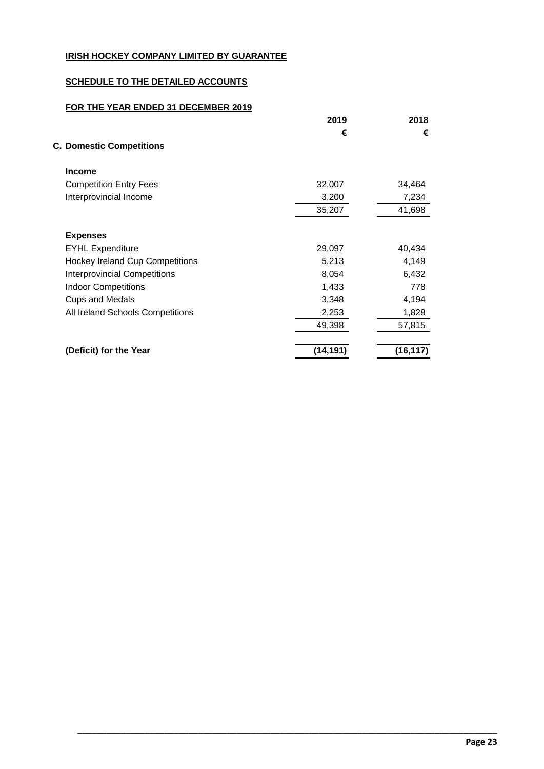**IRISH HOCKEY COMPANY LIMITED BY GUARANTEE**

**SCHEDULE TO THE DETAILED ACCOUNTS**

**FOR THE YEAR ENDED 31 DECEMBER 2019**

| | 2019 | 2018 |
|---|---|---|
| | € | € |
| **C. Domestic Competitions** | | |
| **Income** | | |
| Competition Entry Fees | 32,007 | 34,464 |
| Interprovincial Income | 3,200 | 7,234 |
| | 35,207 | 41,698 |
| **Expenses** | | |
| EYHL Expenditure | 29,097 | 40,434 |
| Hockey Ireland Cup Competitions | 5,213 | 4,149 |
| Interprovincial Competitions | 8,054 | 6,432 |
| Indoor Competitions | 1,433 | 778 |
| Cups and Medals | 3,348 | 4,194 |
| All Ireland Schools Competitions | 2,253 | 1,828 |
| | 49,398 | 57,815 |
| **(Deficit) for the Year** | **(14,191)** | **(16,117)** |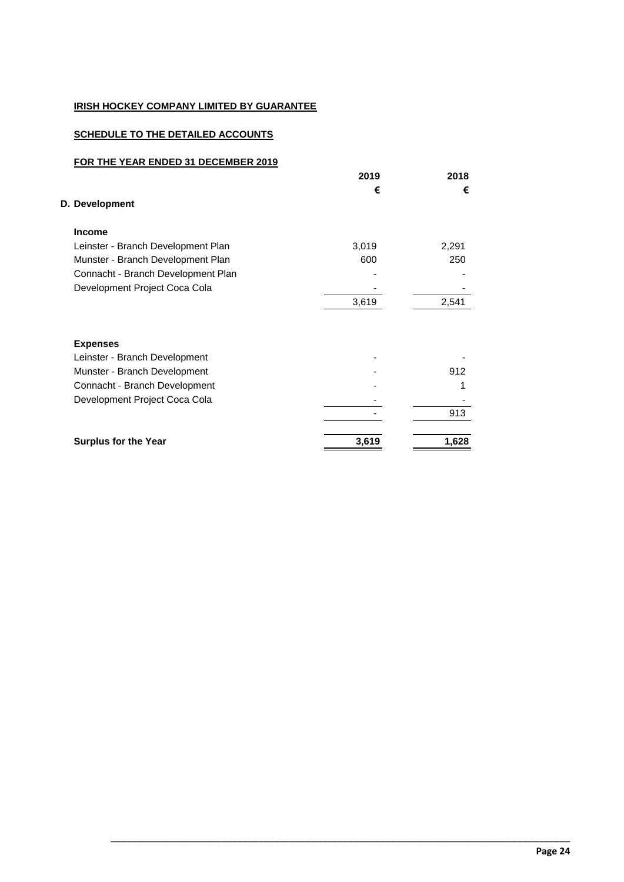**IRISH HOCKEY COMPANY LIMITED BY GUARANTEE**

**SCHEDULE TO THE DETAILED ACCOUNTS**

**FOR THE YEAR ENDED 31 DECEMBER 2019**

| | 2019 | 2018 |
|---|---|---|
| | € | € |
| **D. Development** | | |
| **Income** | | |
| Leinster - Branch Development Plan | 3,019 | 2,291 |
| Munster - Branch Development Plan | 600 | 250 |
| Connacht - Branch Development Plan | - | - |
| Development Project Coca Cola | - | - |
| | 3,619 | 2,541 |
| **Expenses** | | |
| Leinster - Branch Development | - | - |
| Munster - Branch Development | - | 912 |
| Connacht - Branch Development | - | 1 |
| Development Project Coca Cola | - | - |
| | - | 913 |
| **Surplus for the Year** | **3,619** | **1,628** |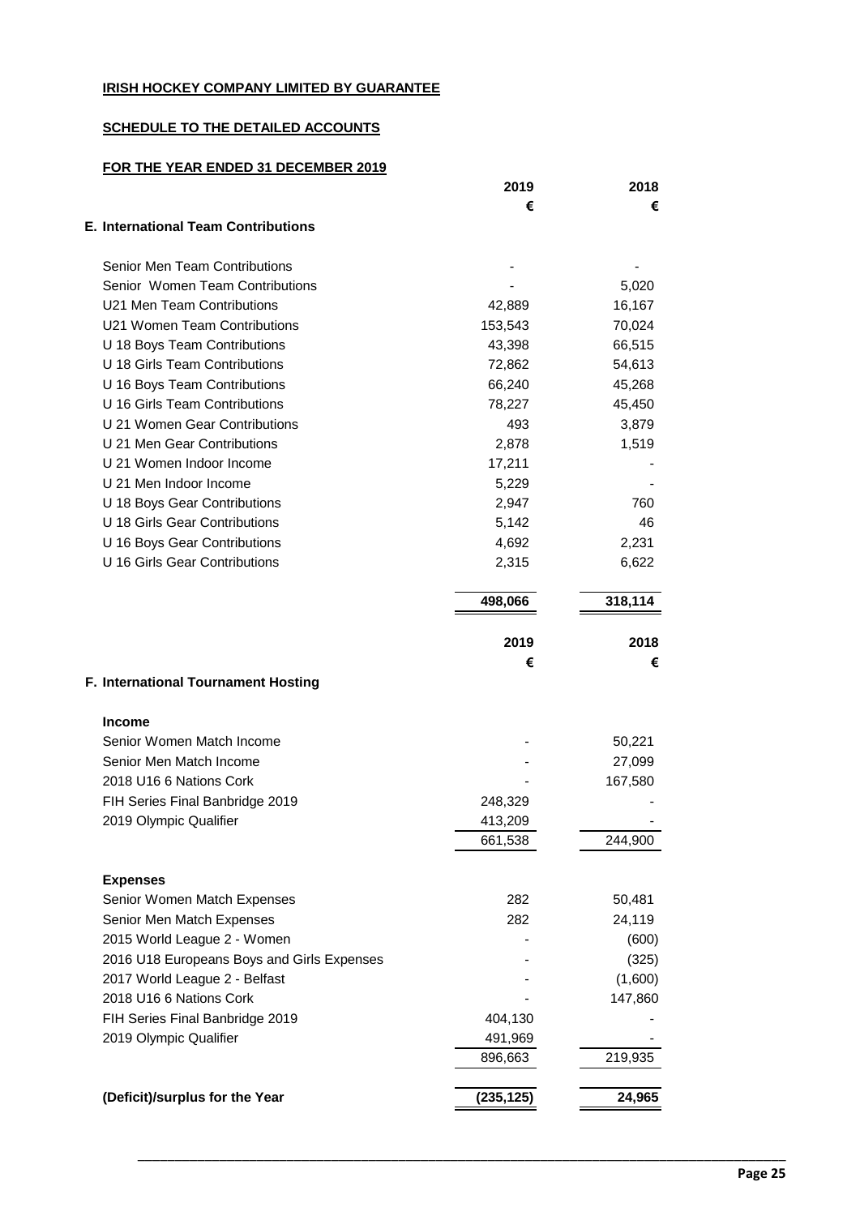**IRISH HOCKEY COMPANY LIMITED BY GUARANTEE**

**SCHEDULE TO THE DETAILED ACCOUNTS**

**FOR THE YEAR ENDED 31 DECEMBER 2019**

| | 2019 | 2018 |
|---|---|---|
| | € | € |
| **E. International Team Contributions** | | |
| Senior Men Team Contributions | - | - |
| Senior Women Team Contributions | - | 5,020 |
| U21 Men Team Contributions | 42,889 | 16,167 |
| U21 Women Team Contributions | 153,543 | 70,024 |
| U 18 Boys Team Contributions | 43,398 | 66,515 |
| U 18 Girls Team Contributions | 72,862 | 54,613 |
| U 16 Boys Team Contributions | 66,240 | 45,268 |
| U 16 Girls Team Contributions | 78,227 | 45,450 |
| U 21 Women Gear Contributions | 493 | 3,879 |
| U 21 Men Gear Contributions | 2,878 | 1,519 |
| U 21 Women Indoor Income | 17,211 | - |
| U 21 Men Indoor Income | 5,229 | - |
| U 18 Boys Gear Contributions | 2,947 | 760 |
| U 18 Girls Gear Contributions | 5,142 | 46 |
| U 16 Boys Gear Contributions | 4,692 | 2,231 |
| U 16 Girls Gear Contributions | 2,315 | 6,622 |
| | **498,066** | **318,114** |

| | 2019 | 2018 |
|---|---|---|
| | € | € |
| **F. International Tournament Hosting** | | |
| **Income** | | |
| Senior Women Match Income | - | 50,221 |
| Senior Men Match Income | - | 27,099 |
| 2018 U16 6 Nations Cork | - | 167,580 |
| FIH Series Final Banbridge 2019 | 248,329 | - |
| 2019 Olympic Qualifier | 413,209 | - |
| | 661,538 | 244,900 |
| **Expenses** | | |
| Senior Women Match Expenses | 282 | 50,481 |
| Senior Men Match Expenses | 282 | 24,119 |
| 2015 World League 2 - Women | - | (600) |
| 2016 U18 Europeans Boys and Girls Expenses | - | (325) |
| 2017 World League 2 - Belfast | - | (1,600) |
| 2018 U16 6 Nations Cork | - | 147,860 |
| FIH Series Final Banbridge 2019 | 404,130 | - |
| 2019 Olympic Qualifier | 491,969 | - |
| | 896,663 | 219,935 |
| **(Deficit)/surplus for the Year** | **(235,125)** | **24,965** |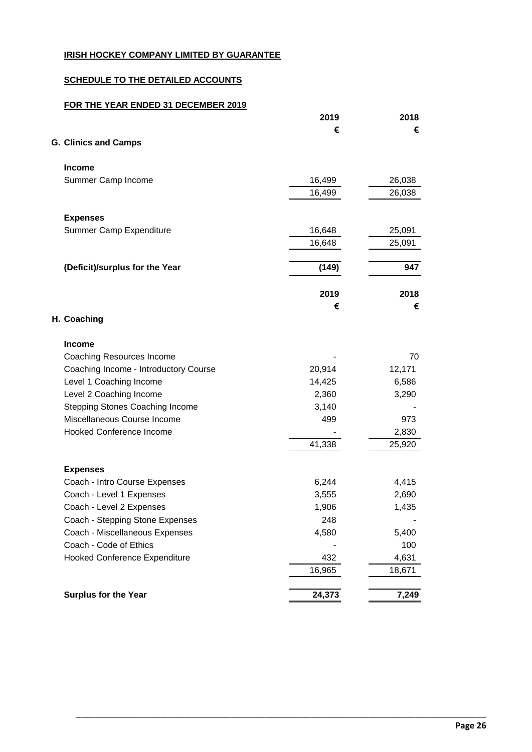**IRISH HOCKEY COMPANY LIMITED BY GUARANTEE**

**SCHEDULE TO THE DETAILED ACCOUNTS**

**FOR THE YEAR ENDED 31 DECEMBER 2019**

| | 2019 | 2018 |
|---|---|---|
| | € | € |
| **G. Clinics and Camps** | | |
| **Income** | | |
| Summer Camp Income | 16,499 | 26,038 |
| | 16,499 | 26,038 |
| **Expenses** | | |
| Summer Camp Expenditure | 16,648 | 25,091 |
| | 16,648 | 25,091 |
| **(Deficit)/surplus for the Year** | **(149)** | **947** |

| | 2019 | 2018 |
|---|---|---|
| | € | € |
| **H. Coaching** | | |
| **Income** | | |
| Coaching Resources Income | - | 70 |
| Coaching Income - Introductory Course | 20,914 | 12,171 |
| Level 1 Coaching Income | 14,425 | 6,586 |
| Level 2 Coaching Income | 2,360 | 3,290 |
| Stepping Stones Coaching Income | 3,140 | - |
| Miscellaneous Course Income | 499 | 973 |
| Hooked Conference Income | - | 2,830 |
| | 41,338 | 25,920 |
| **Expenses** | | |
| Coach - Intro Course Expenses | 6,244 | 4,415 |
| Coach - Level 1 Expenses | 3,555 | 2,690 |
| Coach - Level 2 Expenses | 1,906 | 1,435 |
| Coach - Stepping Stone Expenses | 248 | - |
| Coach - Miscellaneous Expenses | 4,580 | 5,400 |
| Coach - Code of Ethics | - | 100 |
| Hooked Conference Expenditure | 432 | 4,631 |
| | 16,965 | 18,671 |
| **Surplus for the Year** | **24,373** | **7,249** |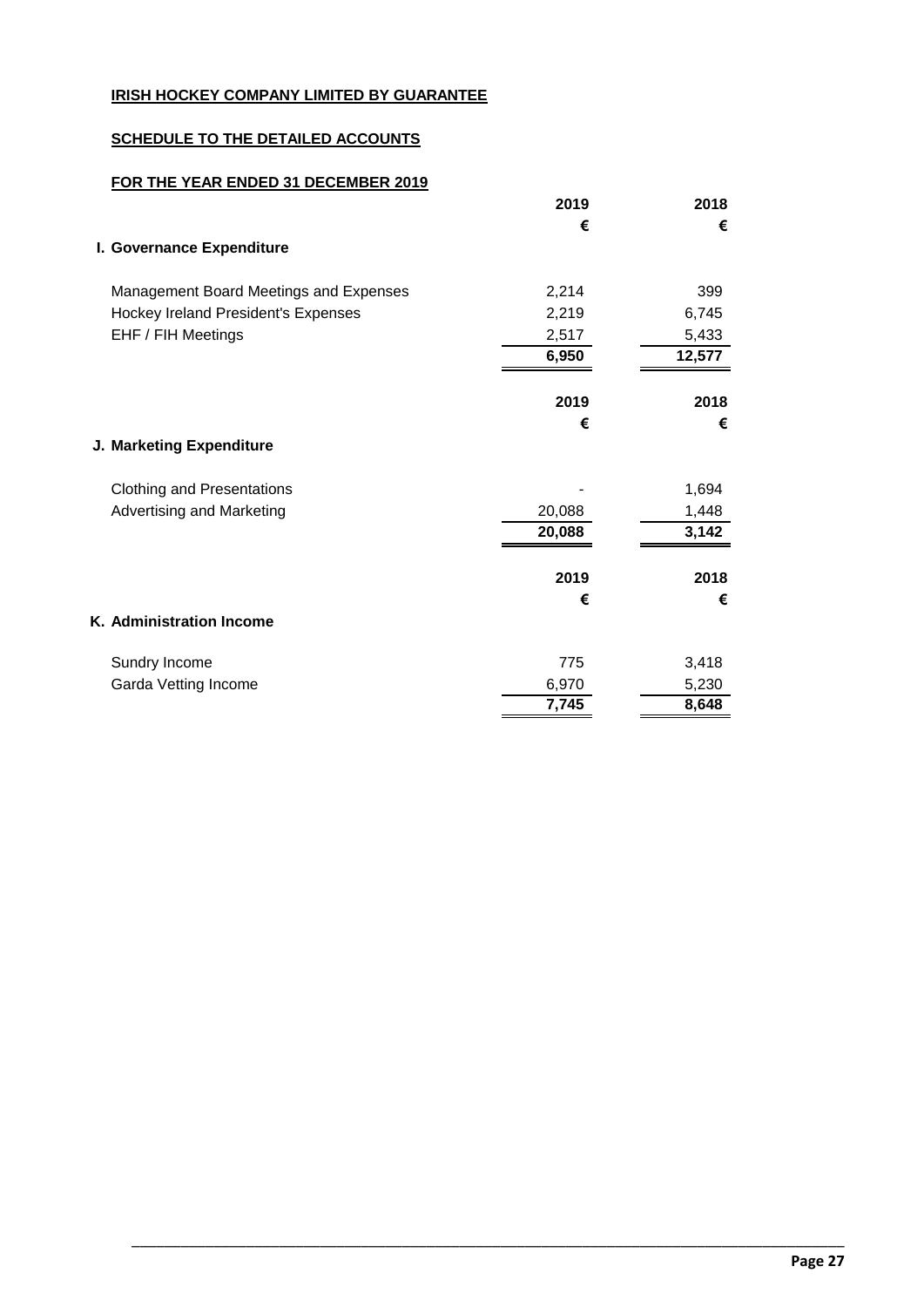**IRISH HOCKEY COMPANY LIMITED BY GUARANTEE**

**SCHEDULE TO THE DETAILED ACCOUNTS**

**FOR THE YEAR ENDED 31 DECEMBER 2019**

| | 2019 | 2018 |
|---|---|---|
| | € | € |
| **I. Governance Expenditure** | | |
| Management Board Meetings and Expenses | 2,214 | 399 |
| Hockey Ireland President's Expenses | 2,219 | 6,745 |
| EHF / FIH Meetings | 2,517 | 5,433 |
| | **6,950** | **12,577** |

| | 2019 | 2018 |
|---|---|---|
| | € | € |
| **J. Marketing Expenditure** | | |
| Clothing and Presentations | - | 1,694 |
| Advertising and Marketing | 20,088 | 1,448 |
| | **20,088** | **3,142** |

| | 2019 | 2018 |
|---|---|---|
| | € | € |
| **K. Administration Income** | | |
| Sundry Income | 775 | 3,418 |
| Garda Vetting Income | 6,970 | 5,230 |
| | **7,745** | **8,648** |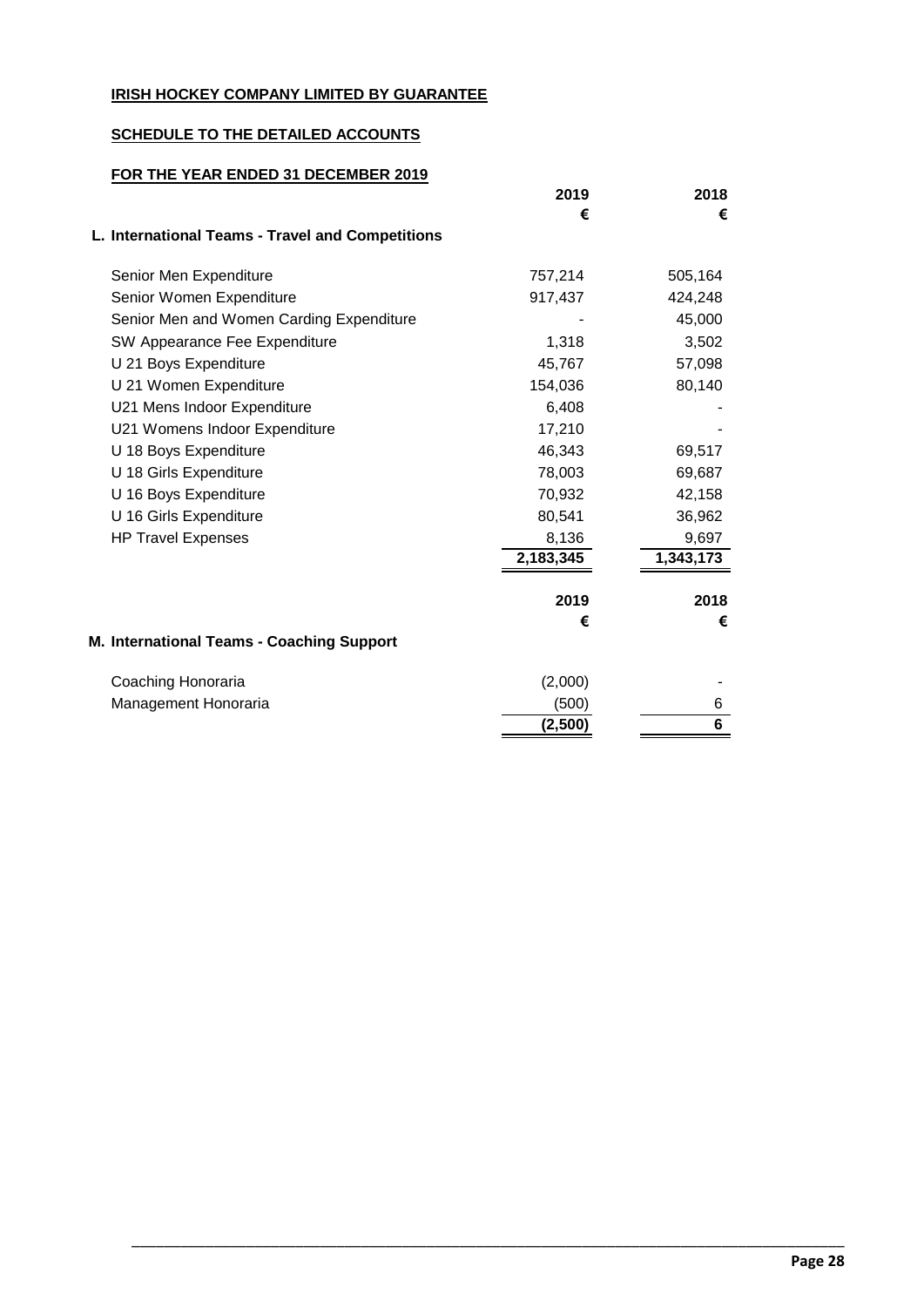**IRISH HOCKEY COMPANY LIMITED BY GUARANTEE**

**SCHEDULE TO THE DETAILED ACCOUNTS**

**FOR THE YEAR ENDED 31 DECEMBER 2019**

| | 2019 | 2018 |
|---|---|---|
| | € | € |
| **L. International Teams - Travel and Competitions** | | |
| Senior Men Expenditure | 757,214 | 505,164 |
| Senior Women Expenditure | 917,437 | 424,248 |
| Senior Men and Women Carding Expenditure | - | 45,000 |
| SW Appearance Fee Expenditure | 1,318 | 3,502 |
| U 21 Boys Expenditure | 45,767 | 57,098 |
| U 21 Women Expenditure | 154,036 | 80,140 |
| U21 Mens Indoor Expenditure | 6,408 | - |
| U21 Womens Indoor Expenditure | 17,210 | - |
| U 18 Boys Expenditure | 46,343 | 69,517 |
| U 18 Girls Expenditure | 78,003 | 69,687 |
| U 16 Boys Expenditure | 70,932 | 42,158 |
| U 16 Girls Expenditure | 80,541 | 36,962 |
| HP Travel Expenses | 8,136 | 9,697 |
| | **2,183,345** | **1,343,173** |

| | 2019 | 2018 |
|---|---|---|
| | € | € |
| **M. International Teams - Coaching Support** | | |
| Coaching Honoraria | (2,000) | - |
| Management Honoraria | (500) | 6 |
| | **(2,500)** | **6** |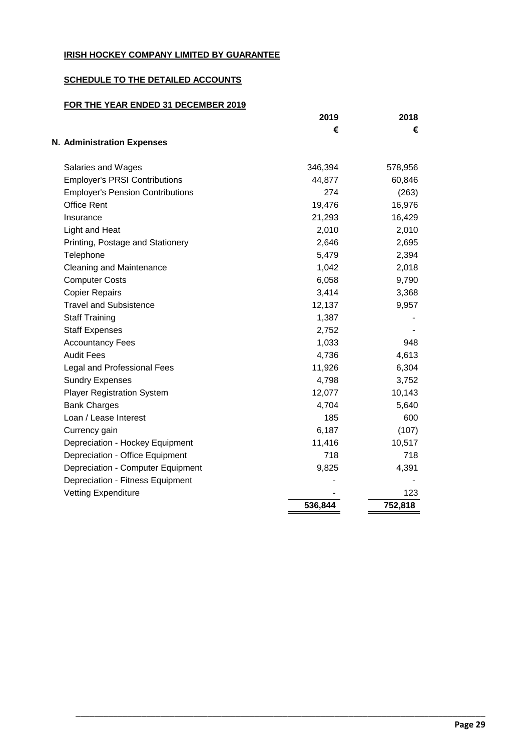**IRISH HOCKEY COMPANY LIMITED BY GUARANTEE**

**SCHEDULE TO THE DETAILED ACCOUNTS**

**FOR THE YEAR ENDED 31 DECEMBER 2019**

| | 2019 | 2018 |
|---|---|---|
| | € | € |
| **N. Administration Expenses** | | |
| Salaries and Wages | 346,394 | 578,956 |
| Employer's PRSI Contributions | 44,877 | 60,846 |
| Employer's Pension Contributions | 274 | (263) |
| Office Rent | 19,476 | 16,976 |
| Insurance | 21,293 | 16,429 |
| Light and Heat | 2,010 | 2,010 |
| Printing, Postage and Stationery | 2,646 | 2,695 |
| Telephone | 5,479 | 2,394 |
| Cleaning and Maintenance | 1,042 | 2,018 |
| Computer Costs | 6,058 | 9,790 |
| Copier Repairs | 3,414 | 3,368 |
| Travel and Subsistence | 12,137 | 9,957 |
| Staff Training | 1,387 | - |
| Staff Expenses | 2,752 | - |
| Accountancy Fees | 1,033 | 948 |
| Audit Fees | 4,736 | 4,613 |
| Legal and Professional Fees | 11,926 | 6,304 |
| Sundry Expenses | 4,798 | 3,752 |
| Player Registration System | 12,077 | 10,143 |
| Bank Charges | 4,704 | 5,640 |
| Loan / Lease Interest | 185 | 600 |
| Currency gain | 6,187 | (107) |
| Depreciation - Hockey Equipment | 11,416 | 10,517 |
| Depreciation - Office Equipment | 718 | 718 |
| Depreciation - Computer Equipment | 9,825 | 4,391 |
| Depreciation - Fitness Equipment | - | - |
| Vetting Expenditure | - | 123 |
| | **536,844** | **752,818** |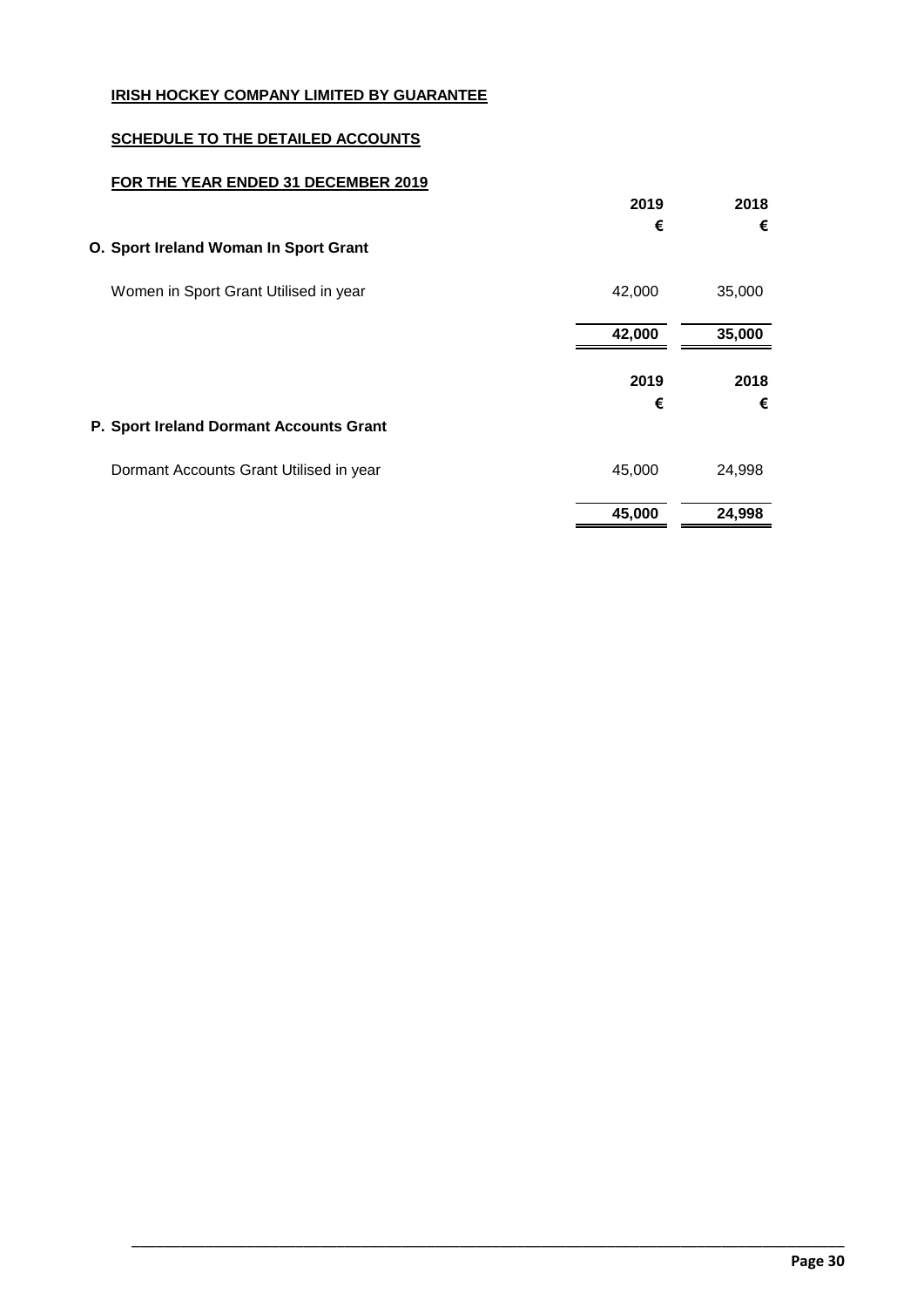**IRISH HOCKEY COMPANY LIMITED BY GUARANTEE**

**SCHEDULE TO THE DETAILED ACCOUNTS**

**FOR THE YEAR ENDED 31 DECEMBER 2019**

| | 2019 | 2018 |
|---|---|---|
| | € | € |
| **O. Sport Ireland Woman In Sport Grant** | | |
| Women in Sport Grant Utilised in year | 42,000 | 35,000 |
| | **42,000** | **35,000** |

| | 2019 | 2018 |
|---|---|---|
| | € | € |
| **P. Sport Ireland Dormant Accounts Grant** | | |
| Dormant Accounts Grant Utilised in year | 45,000 | 24,998 |
| | **45,000** | **24,998** |